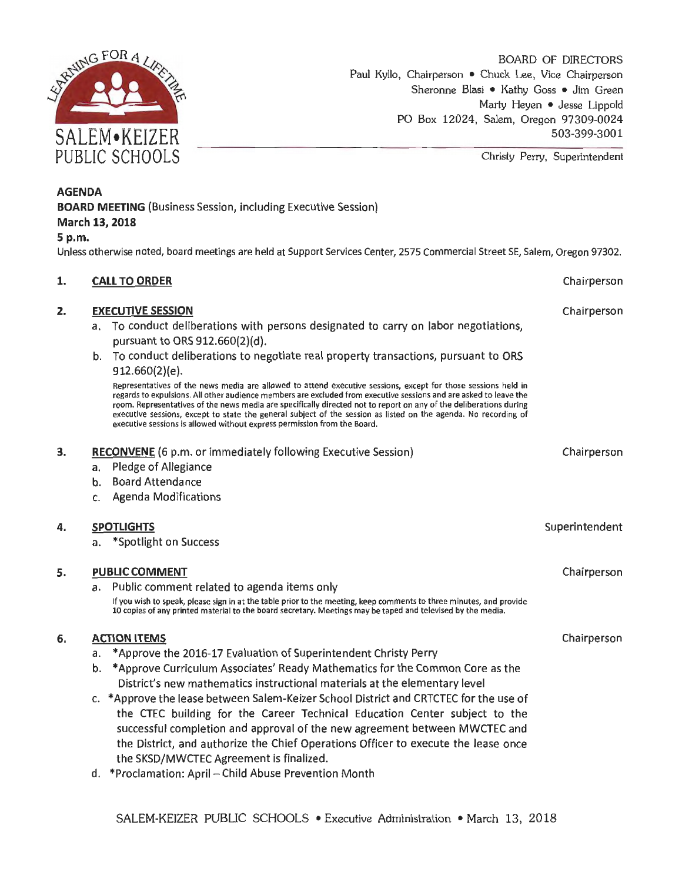SALEM•KEIZER PUBLIC SCHOOLS

BOARD OF DIRECTORS
Paul Kyllo, Chairperson • Chuck Lee, Vice Chairperson
Sheronne Blasi • Kathy Goss • Jim Green
Marty Heyen • Jesse Lippold
PO Box 12024, Salem, Oregon 97309-0024
503-399-3001

Christy Perry, Superintendent

**AGENDA**
**BOARD MEETING** (Business Session, including Executive Session)
**March 13, 2018**
**5 p.m.**
Unless otherwise noted, board meetings are held at Support Services Center, 2575 Commercial Street SE, Salem, Oregon 97302.

**1. CALL TO ORDER** — Chairperson

**2. EXECUTIVE SESSION** — Chairperson

a. To conduct deliberations with persons designated to carry on labor negotiations, pursuant to ORS 912.660(2)(d).
b. To conduct deliberations to negotiate real property transactions, pursuant to ORS 912.660(2)(e).

Representatives of the news media are allowed to attend executive sessions, except for those sessions held in regards to expulsions. All other audience members are excluded from executive sessions and are asked to leave the room. Representatives of the news media are specifically directed not to report on any of the deliberations during executive sessions, except to state the general subject of the session as listed on the agenda. No recording of executive sessions is allowed without express permission from the Board.

**3. RECONVENE** (6 p.m. or immediately following Executive Session) — Chairperson

a. Pledge of Allegiance
b. Board Attendance
c. Agenda Modifications

**4. SPOTLIGHTS** — Superintendent

a. *Spotlight on Success

**5. PUBLIC COMMENT** — Chairperson

a. Public comment related to agenda items only

If you wish to speak, please sign in at the table prior to the meeting, keep comments to three minutes, and provide 10 copies of any printed material to the board secretary. Meetings may be taped and televised by the media.

**6. ACTION ITEMS** — Chairperson

a. *Approve the 2016-17 Evaluation of Superintendent Christy Perry
b. *Approve Curriculum Associates' Ready Mathematics for the Common Core as the District's new mathematics instructional materials at the elementary level
c. *Approve the lease between Salem-Keizer School District and CRTCTEC for the use of the CTEC building for the Career Technical Education Center subject to the successful completion and approval of the new agreement between MWCTEC and the District, and authorize the Chief Operations Officer to execute the lease once the SKSD/MWCTEC Agreement is finalized.
d. *Proclamation: April – Child Abuse Prevention Month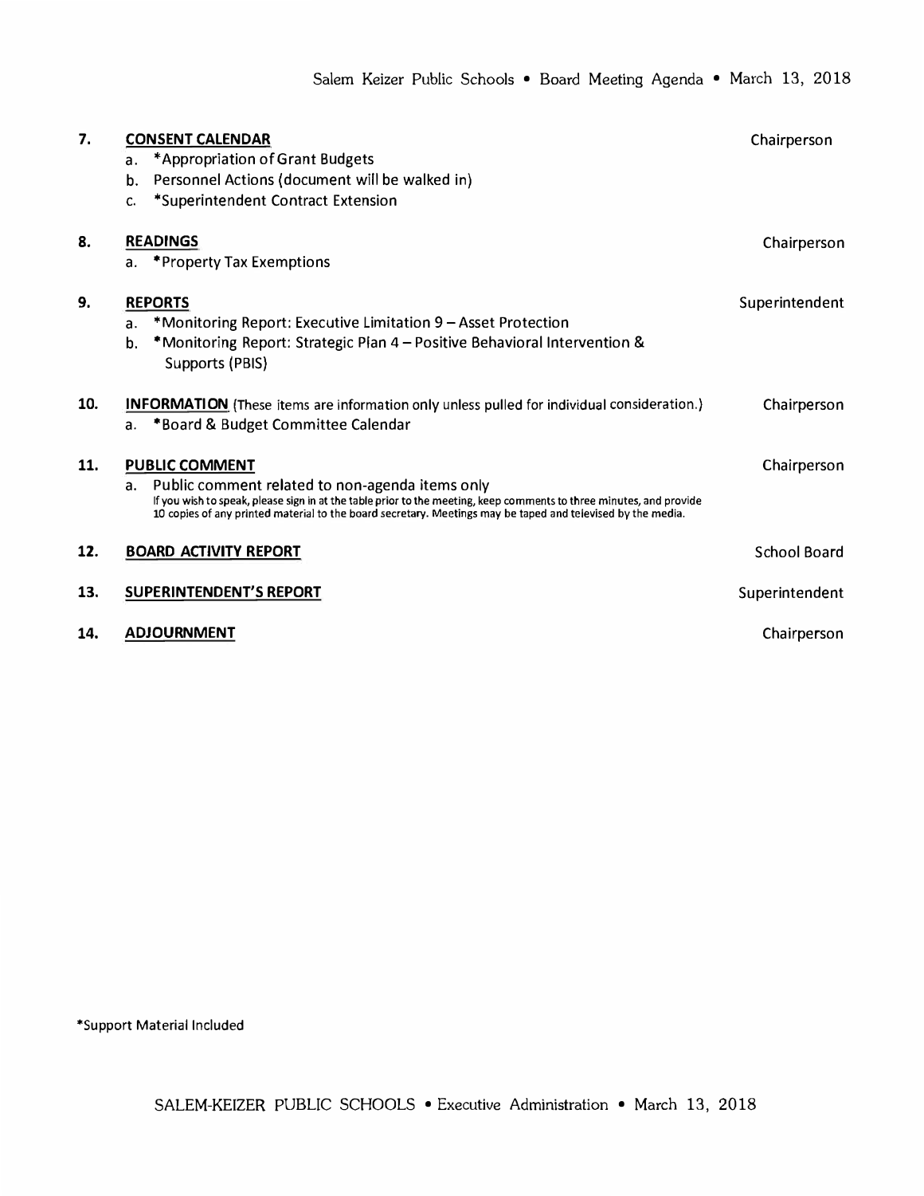| | | |
|---|---|---|
| **7.** | **CONSENT CALENDAR**<br>a. *Appropriation of Grant Budgets<br>b. Personnel Actions (document will be walked in)<br>c. *Superintendent Contract Extension | Chairperson |
| **8.** | **READINGS**<br>a. *Property Tax Exemptions | Chairperson |
| **9.** | **REPORTS**<br>a. *Monitoring Report: Executive Limitation 9 – Asset Protection<br>b. *Monitoring Report: Strategic Plan 4 – Positive Behavioral Intervention & Supports (PBIS) | Superintendent |
| **10.** | **INFORMATION** (These items are information only unless pulled for individual consideration.)<br>a. *Board & Budget Committee Calendar | Chairperson |
| **11.** | **PUBLIC COMMENT**<br>a. Public comment related to non-agenda items only<br>If you wish to speak, please sign in at the table prior to the meeting, keep comments to three minutes, and provide 10 copies of any printed material to the board secretary. Meetings may be taped and televised by the media. | Chairperson |
| **12.** | **BOARD ACTIVITY REPORT** | School Board |
| **13.** | **SUPERINTENDENT'S REPORT** | Superintendent |
| **14.** | **ADJOURNMENT** | Chairperson |

*Support Material Included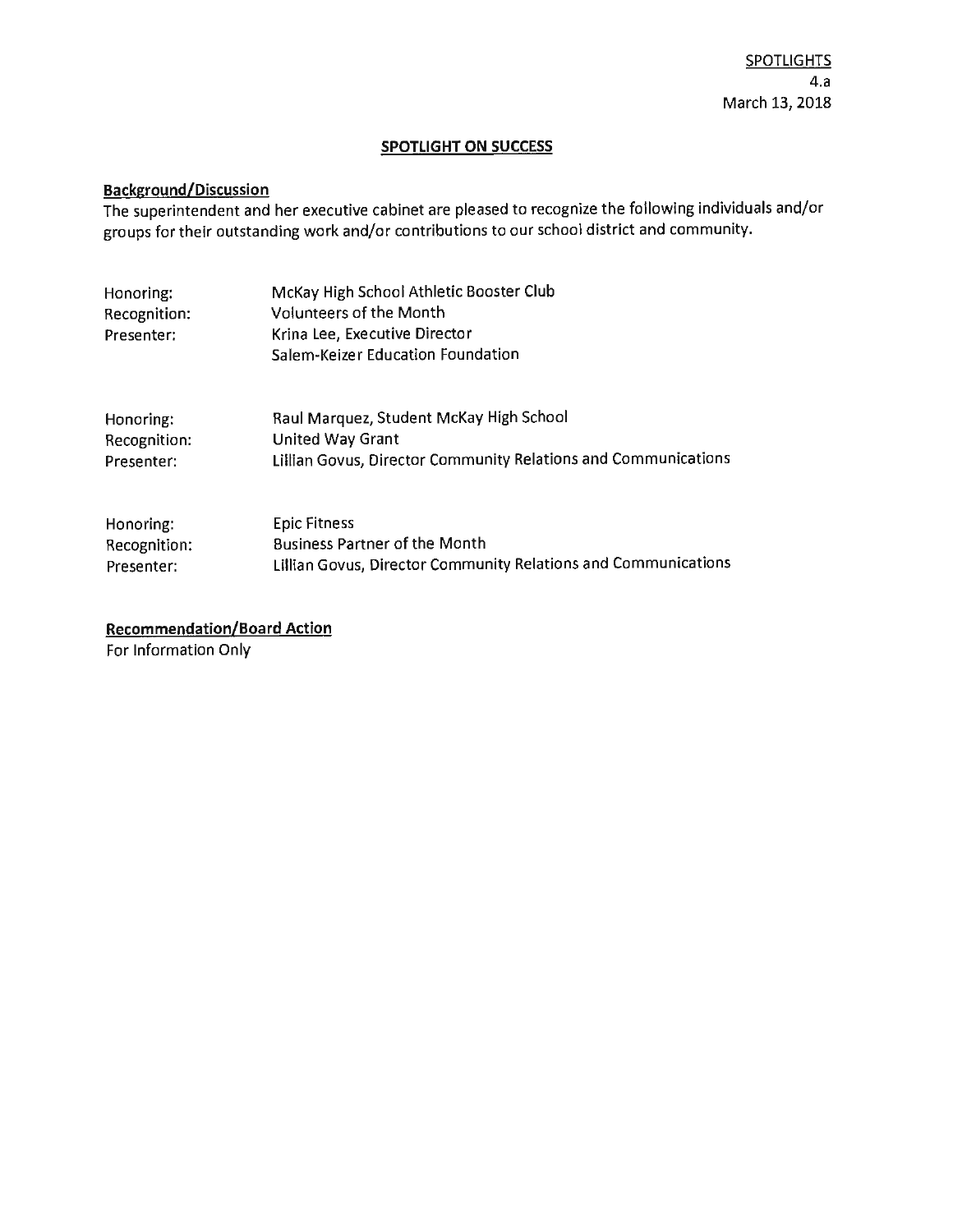SPOTLIGHTS
4.a
March 13, 2018

## SPOTLIGHT ON SUCCESS

**Background/Discussion**

The superintendent and her executive cabinet are pleased to recognize the following individuals and/or groups for their outstanding work and/or contributions to our school district and community.

| | |
|---|---|
| Honoring: | McKay High School Athletic Booster Club |
| Recognition: | Volunteers of the Month |
| Presenter: | Krina Lee, Executive Director<br>Salem-Keizer Education Foundation |

| | |
|---|---|
| Honoring: | Raul Marquez, Student McKay High School |
| Recognition: | United Way Grant |
| Presenter: | Lillian Govus, Director Community Relations and Communications |

| | |
|---|---|
| Honoring: | Epic Fitness |
| Recognition: | Business Partner of the Month |
| Presenter: | Lillian Govus, Director Community Relations and Communications |

**Recommendation/Board Action**

For Information Only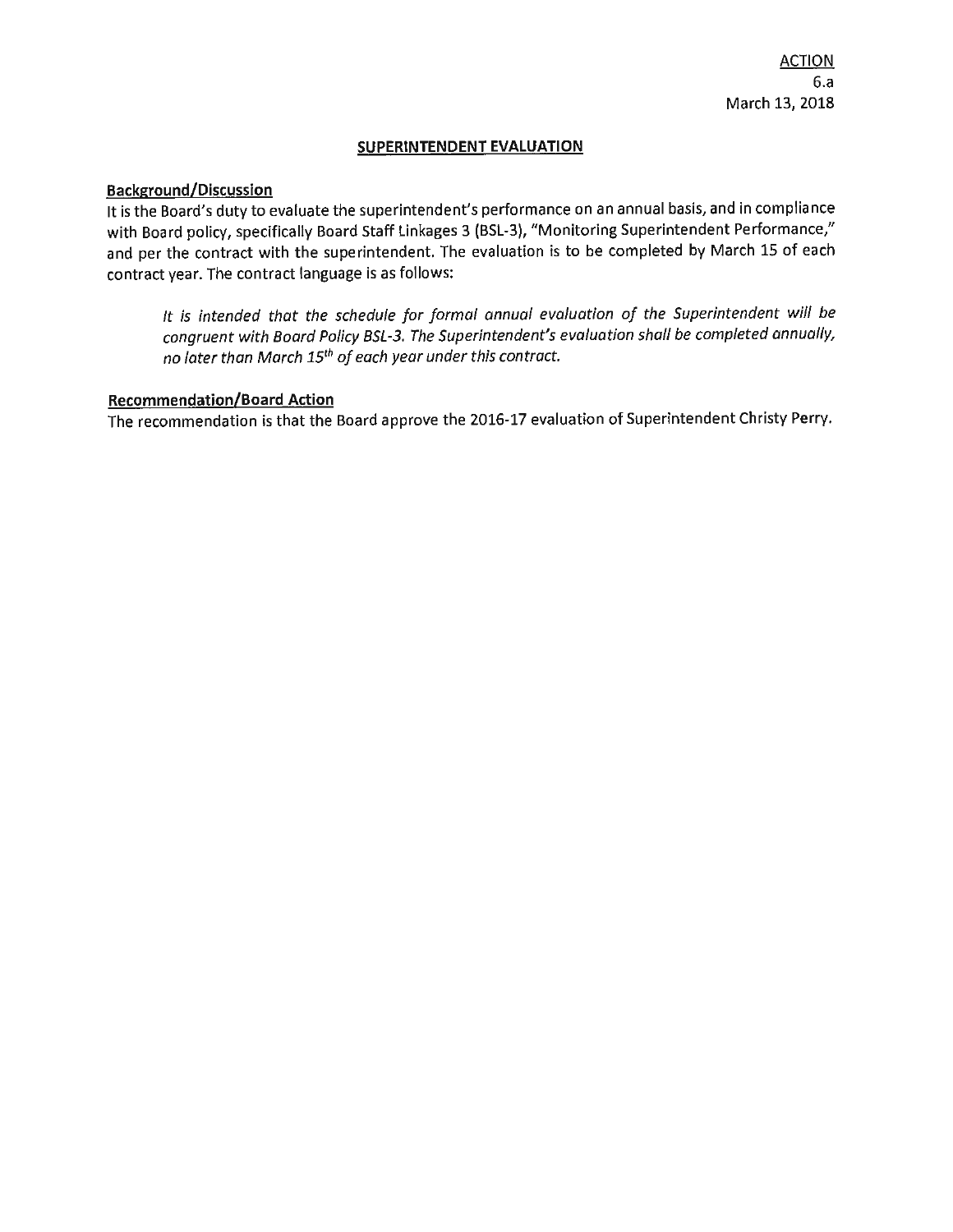ACTION
6.a
March 13, 2018

## SUPERINTENDENT EVALUATION

**Background/Discussion**

It is the Board's duty to evaluate the superintendent's performance on an annual basis, and in compliance with Board policy, specifically Board Staff Linkages 3 (BSL-3), "Monitoring Superintendent Performance," and per the contract with the superintendent. The evaluation is to be completed by March 15 of each contract year. The contract language is as follows:

> *It is intended that the schedule for formal annual evaluation of the Superintendent will be congruent with Board Policy BSL-3. The Superintendent's evaluation shall be completed annually, no later than March 15th of each year under this contract.*

**Recommendation/Board Action**

The recommendation is that the Board approve the 2016-17 evaluation of Superintendent Christy Perry.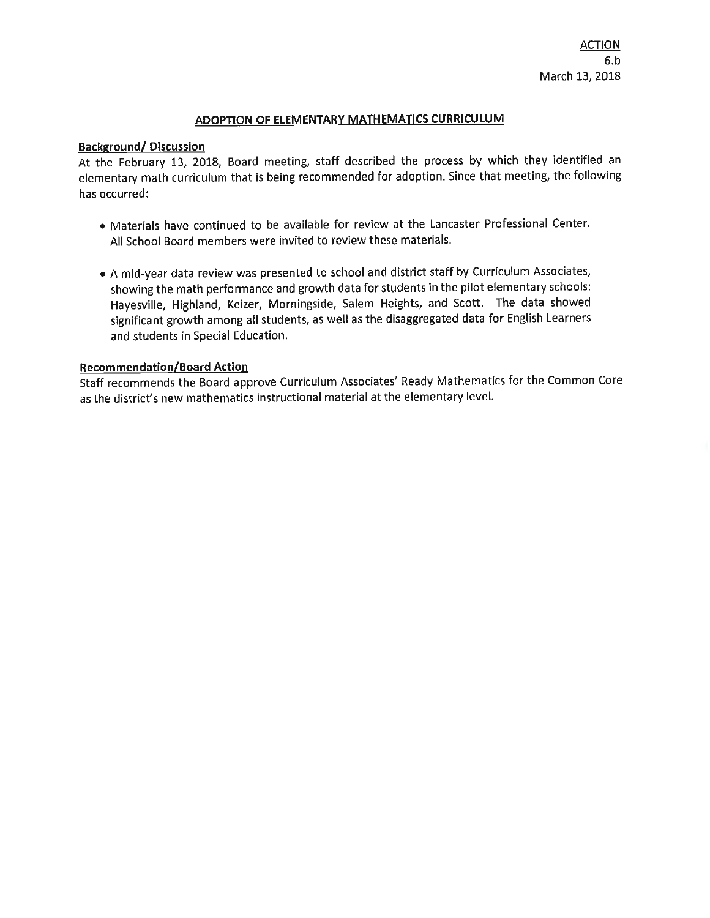ACTION
6.b
March 13, 2018

## ADOPTION OF ELEMENTARY MATHEMATICS CURRICULUM

**Background/ Discussion**

At the February 13, 2018, Board meeting, staff described the process by which they identified an elementary math curriculum that is being recommended for adoption. Since that meeting, the following has occurred:

- Materials have continued to be available for review at the Lancaster Professional Center. All School Board members were invited to review these materials.

- A mid-year data review was presented to school and district staff by Curriculum Associates, showing the math performance and growth data for students in the pilot elementary schools: Hayesville, Highland, Keizer, Morningside, Salem Heights, and Scott. The data showed significant growth among all students, as well as the disaggregated data for English Learners and students in Special Education.

**Recommendation/Board Action**

Staff recommends the Board approve Curriculum Associates' Ready Mathematics for the Common Core as the district's new mathematics instructional material at the elementary level.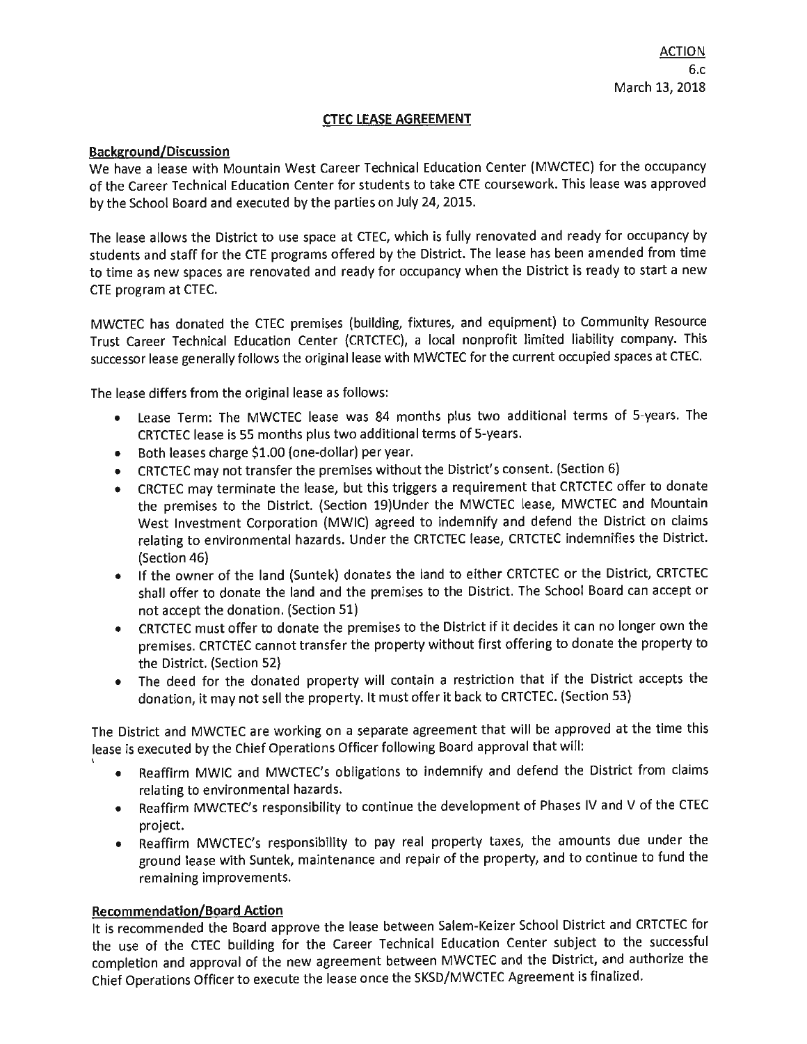ACTION
6.c
March 13, 2018

## CTEC LEASE AGREEMENT

**Background/Discussion**

We have a lease with Mountain West Career Technical Education Center (MWCTEC) for the occupancy of the Career Technical Education Center for students to take CTE coursework. This lease was approved by the School Board and executed by the parties on July 24, 2015.

The lease allows the District to use space at CTEC, which is fully renovated and ready for occupancy by students and staff for the CTE programs offered by the District. The lease has been amended from time to time as new spaces are renovated and ready for occupancy when the District is ready to start a new CTE program at CTEC.

MWCTEC has donated the CTEC premises (building, fixtures, and equipment) to Community Resource Trust Career Technical Education Center (CRTCTEC), a local nonprofit limited liability company. This successor lease generally follows the original lease with MWCTEC for the current occupied spaces at CTEC.

The lease differs from the original lease as follows:

- Lease Term: The MWCTEC lease was 84 months plus two additional terms of 5-years. The CRTCTEC lease is 55 months plus two additional terms of 5-years.
- Both leases charge $1.00 (one-dollar) per year.
- CRTCTEC may not transfer the premises without the District's consent. (Section 6)
- CRCTEC may terminate the lease, but this triggers a requirement that CRTCTEC offer to donate the premises to the District. (Section 19)Under the MWCTEC lease, MWCTEC and Mountain West Investment Corporation (MWIC) agreed to indemnify and defend the District on claims relating to environmental hazards. Under the CRTCTEC lease, CRTCTEC indemnifies the District. (Section 46)
- If the owner of the land (Suntek) donates the land to either CRTCTEC or the District, CRTCTEC shall offer to donate the land and the premises to the District. The School Board can accept or not accept the donation. (Section 51)
- CRTCTEC must offer to donate the premises to the District if it decides it can no longer own the premises. CRTCTEC cannot transfer the property without first offering to donate the property to the District. (Section 52)
- The deed for the donated property will contain a restriction that if the District accepts the donation, it may not sell the property. It must offer it back to CRTCTEC. (Section 53)

The District and MWCTEC are working on a separate agreement that will be approved at the time this lease is executed by the Chief Operations Officer following Board approval that will:

- Reaffirm MWIC and MWCTEC's obligations to indemnify and defend the District from claims relating to environmental hazards.
- Reaffirm MWCTEC's responsibility to continue the development of Phases IV and V of the CTEC project.
- Reaffirm MWCTEC's responsibility to pay real property taxes, the amounts due under the ground lease with Suntek, maintenance and repair of the property, and to continue to fund the remaining improvements.

**Recommendation/Board Action**

It is recommended the Board approve the lease between Salem-Keizer School District and CRTCTEC for the use of the CTEC building for the Career Technical Education Center subject to the successful completion and approval of the new agreement between MWCTEC and the District, and authorize the Chief Operations Officer to execute the lease once the SKSD/MWCTEC Agreement is finalized.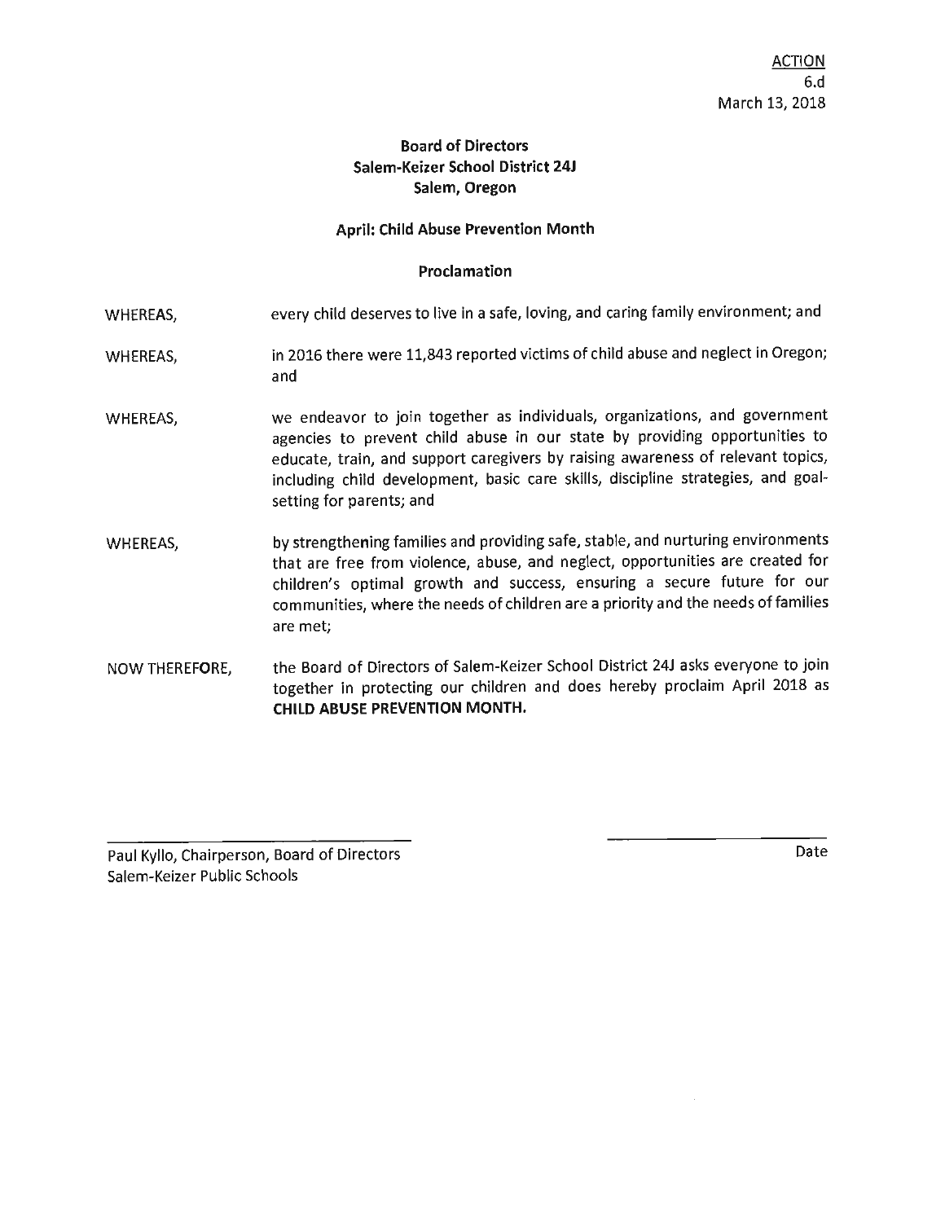ACTION
6.d
March 13, 2018

**Board of Directors**
**Salem-Keizer School District 24J**
**Salem, Oregon**

**April: Child Abuse Prevention Month**

**Proclamation**

WHEREAS, every child deserves to live in a safe, loving, and caring family environment; and

WHEREAS, in 2016 there were 11,843 reported victims of child abuse and neglect in Oregon; and

WHEREAS, we endeavor to join together as individuals, organizations, and government agencies to prevent child abuse in our state by providing opportunities to educate, train, and support caregivers by raising awareness of relevant topics, including child development, basic care skills, discipline strategies, and goal-setting for parents; and

WHEREAS, by strengthening families and providing safe, stable, and nurturing environments that are free from violence, abuse, and neglect, opportunities are created for children's optimal growth and success, ensuring a secure future for our communities, where the needs of children are a priority and the needs of families are met;

NOW THEREFORE, the Board of Directors of Salem-Keizer School District 24J asks everyone to join together in protecting our children and does hereby proclaim April 2018 as **CHILD ABUSE PREVENTION MONTH.**

\_\_\_\_\_\_\_\_\_\_\_\_\_\_\_\_\_\_\_\_\_\_\_\_\_\_\_\_\_\_
Paul Kyllo, Chairperson, Board of Directors
Salem-Keizer Public Schools

\_\_\_\_\_\_\_\_\_\_\_\_\_\_\_\_
Date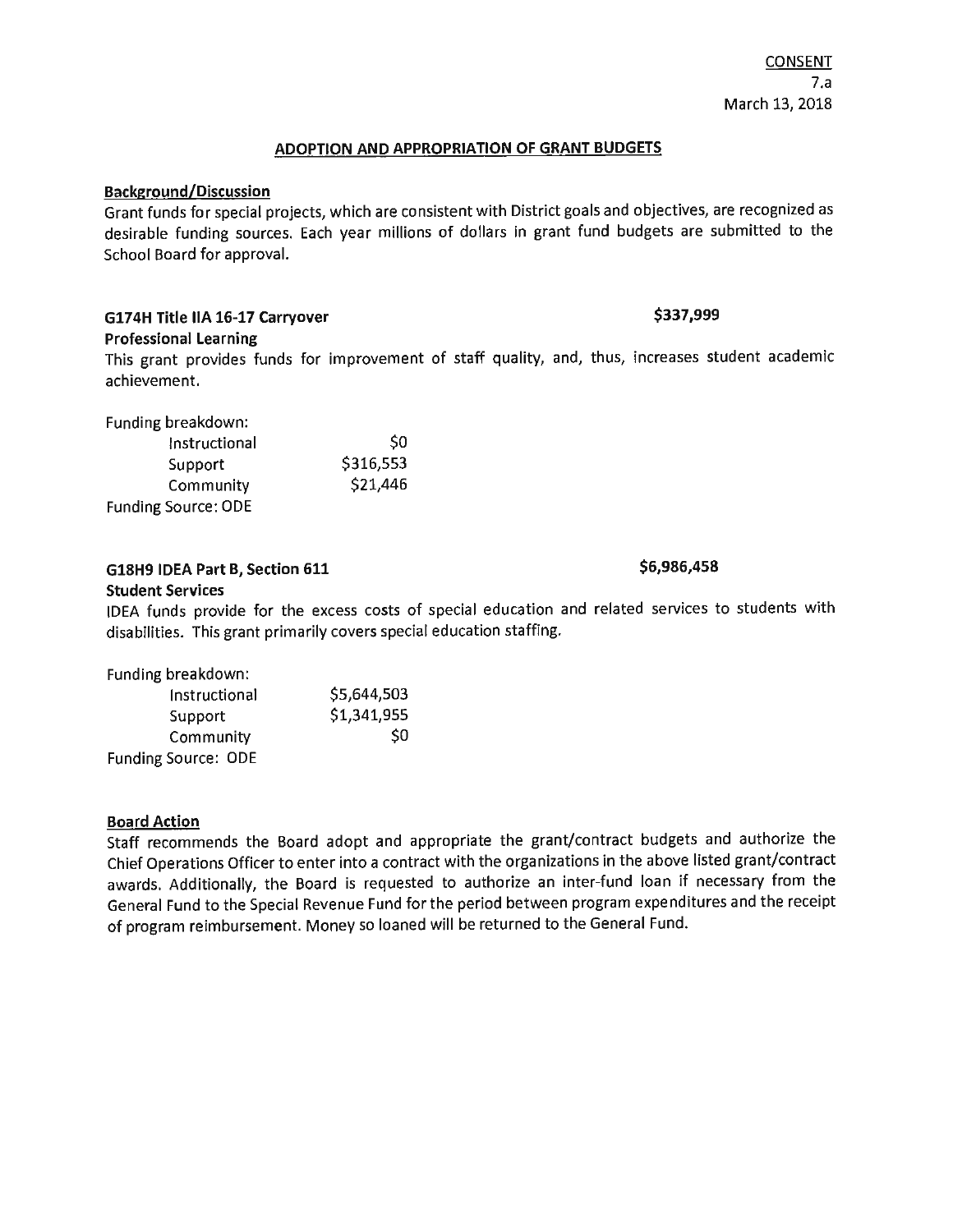CONSENT
7.a
March 13, 2018

## ADOPTION AND APPROPRIATION OF GRANT BUDGETS

**Background/Discussion**

Grant funds for special projects, which are consistent with District goals and objectives, are recognized as desirable funding sources. Each year millions of dollars in grant fund budgets are submitted to the School Board for approval.

**G174H Title IIA 16-17 Carryover** **$337,999**

**Professional Learning**

This grant provides funds for improvement of staff quality, and, thus, increases student academic achievement.

Funding breakdown:

| | |
|---|---|
| Instructional | $0 |
| Support | $316,553 |
| Community | $21,446 |

Funding Source: ODE

**G18H9 IDEA Part B, Section 611** **$6,986,458**

**Student Services**

IDEA funds provide for the excess costs of special education and related services to students with disabilities. This grant primarily covers special education staffing.

Funding breakdown:

| | |
|---|---|
| Instructional | $5,644,503 |
| Support | $1,341,955 |
| Community | $0 |

Funding Source: ODE

**Board Action**

Staff recommends the Board adopt and appropriate the grant/contract budgets and authorize the Chief Operations Officer to enter into a contract with the organizations in the above listed grant/contract awards. Additionally, the Board is requested to authorize an inter-fund loan if necessary from the General Fund to the Special Revenue Fund for the period between program expenditures and the receipt of program reimbursement. Money so loaned will be returned to the General Fund.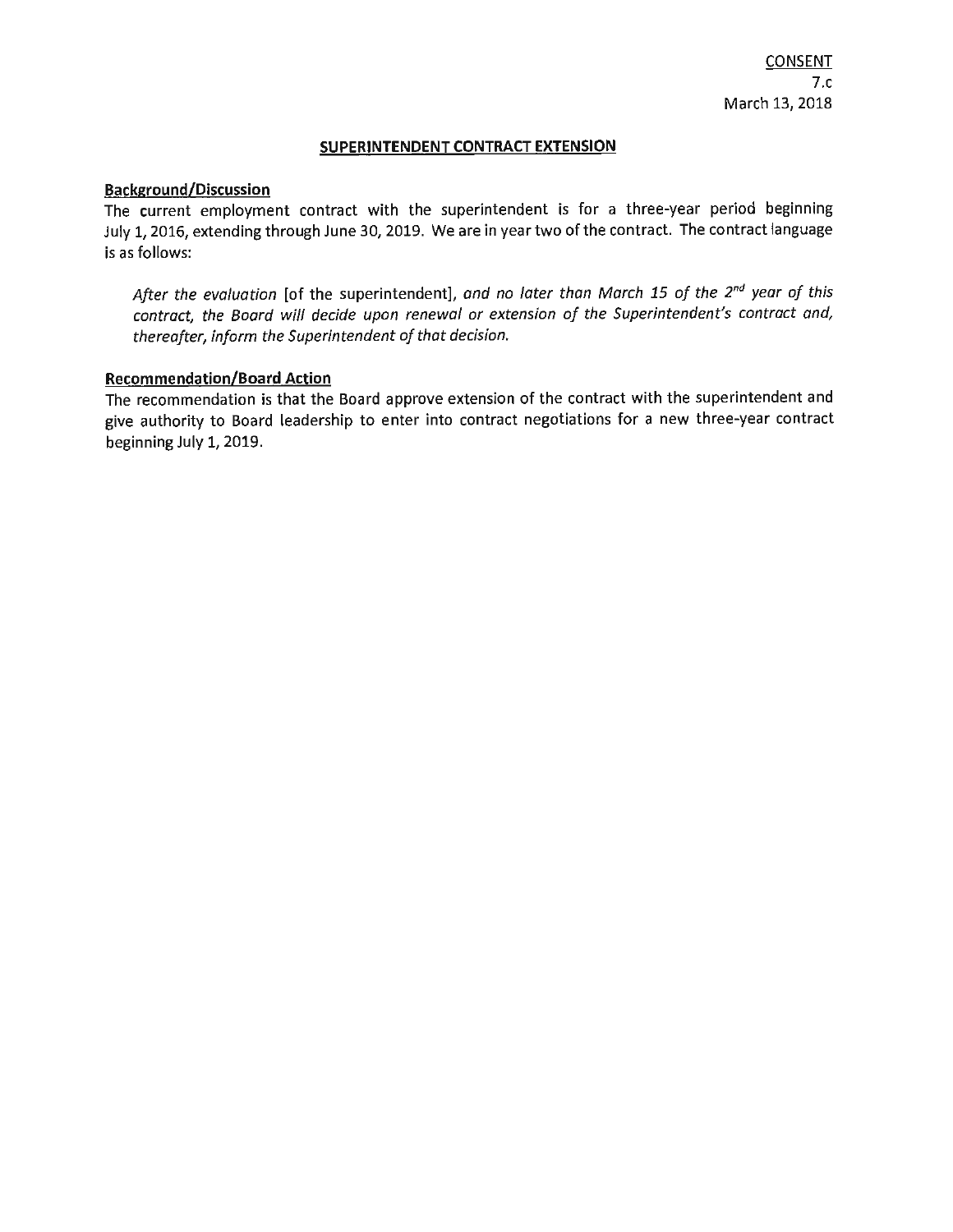CONSENT
7.c
March 13, 2018

## SUPERINTENDENT CONTRACT EXTENSION

**Background/Discussion**

The current employment contract with the superintendent is for a three-year period beginning July 1, 2016, extending through June 30, 2019. We are in year two of the contract. The contract language is as follows:

> *After the evaluation* [of the superintendent], *and no later than March 15 of the 2nd year of this contract, the Board will decide upon renewal or extension of the Superintendent's contract and, thereafter, inform the Superintendent of that decision.*

**Recommendation/Board Action**

The recommendation is that the Board approve extension of the contract with the superintendent and give authority to Board leadership to enter into contract negotiations for a new three-year contract beginning July 1, 2019.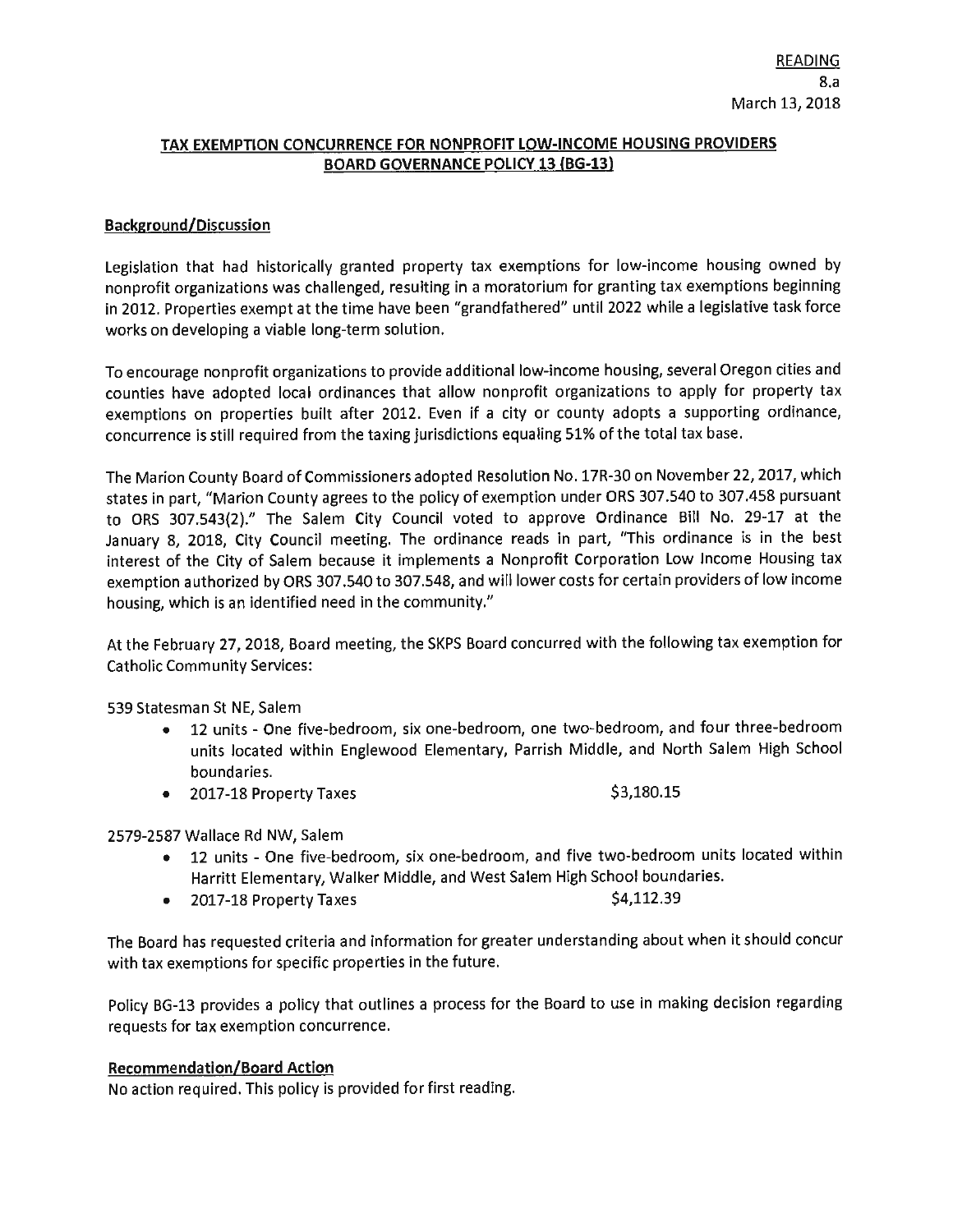READING
8.a
March 13, 2018

## TAX EXEMPTION CONCURRENCE FOR NONPROFIT LOW-INCOME HOUSING PROVIDERS BOARD GOVERNANCE POLICY 13 (BG-13)

### Background/Discussion

Legislation that had historically granted property tax exemptions for low-income housing owned by nonprofit organizations was challenged, resulting in a moratorium for granting tax exemptions beginning in 2012. Properties exempt at the time have been "grandfathered" until 2022 while a legislative task force works on developing a viable long-term solution.

To encourage nonprofit organizations to provide additional low-income housing, several Oregon cities and counties have adopted local ordinances that allow nonprofit organizations to apply for property tax exemptions on properties built after 2012. Even if a city or county adopts a supporting ordinance, concurrence is still required from the taxing jurisdictions equaling 51% of the total tax base.

The Marion County Board of Commissioners adopted Resolution No. 17R-30 on November 22, 2017, which states in part, "Marion County agrees to the policy of exemption under ORS 307.540 to 307.458 pursuant to ORS 307.543(2)." The Salem City Council voted to approve Ordinance Bill No. 29-17 at the January 8, 2018, City Council meeting. The ordinance reads in part, "This ordinance is in the best interest of the City of Salem because it implements a Nonprofit Corporation Low Income Housing tax exemption authorized by ORS 307.540 to 307.548, and will lower costs for certain providers of low income housing, which is an identified need in the community."

At the February 27, 2018, Board meeting, the SKPS Board concurred with the following tax exemption for Catholic Community Services:

539 Statesman St NE, Salem

- 12 units - One five-bedroom, six one-bedroom, one two-bedroom, and four three-bedroom units located within Englewood Elementary, Parrish Middle, and North Salem High School boundaries.
- 2017-18 Property Taxes $3,180.15

2579-2587 Wallace Rd NW, Salem

- 12 units - One five-bedroom, six one-bedroom, and five two-bedroom units located within Harritt Elementary, Walker Middle, and West Salem High School boundaries.
- 2017-18 Property Taxes $4,112.39

The Board has requested criteria and information for greater understanding about when it should concur with tax exemptions for specific properties in the future.

Policy BG-13 provides a policy that outlines a process for the Board to use in making decision regarding requests for tax exemption concurrence.

### Recommendation/Board Action

No action required. This policy is provided for first reading.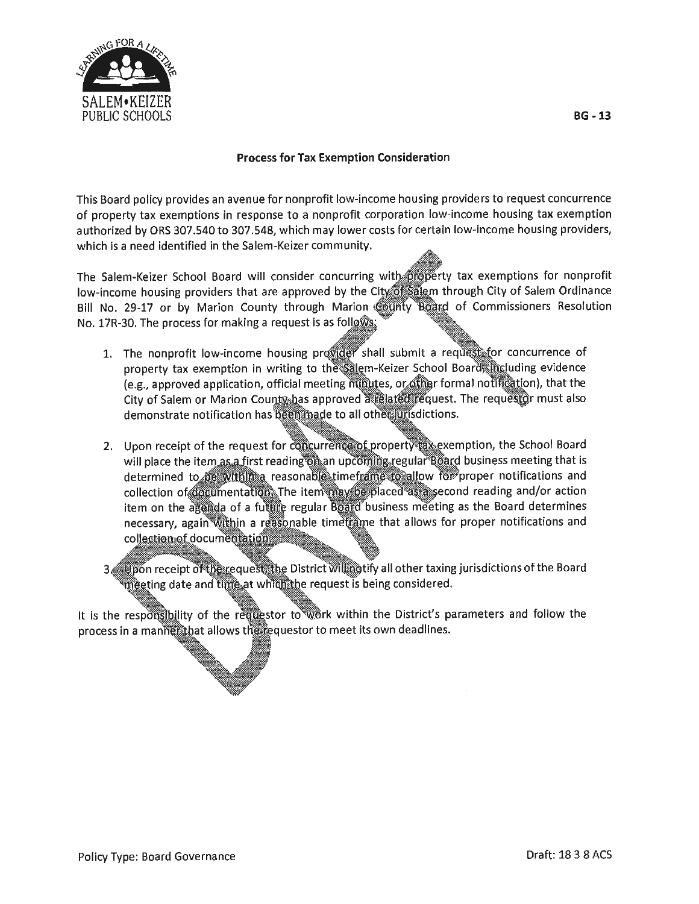BG - 13

## Process for Tax Exemption Consideration

This Board policy provides an avenue for nonprofit low-income housing providers to request concurrence of property tax exemptions in response to a nonprofit corporation low-income housing tax exemption authorized by ORS 307.540 to 307.548, which may lower costs for certain low-income housing providers, which is a need identified in the Salem-Keizer community.

The Salem-Keizer School Board will consider concurring with property tax exemptions for nonprofit low-income housing providers that are approved by the City of Salem through City of Salem Ordinance Bill No. 29-17 or by Marion County through Marion County Board of Commissioners Resolution No. 17R-30. The process for making a request is as follows:

1. The nonprofit low-income housing provider shall submit a request for concurrence of property tax exemption in writing to the Salem-Keizer School Board, including evidence (e.g., approved application, official meeting minutes, or other formal notification), that the City of Salem or Marion County has approved a related request. The requestor must also demonstrate notification has been made to all other jurisdictions.

2. Upon receipt of the request for concurrence of property tax exemption, the School Board will place the item as a first reading on an upcoming regular Board business meeting that is determined to be within a reasonable timeframe to allow for proper notifications and collection of documentation. The item may be placed as a second reading and/or action item on the agenda of a future regular Board business meeting as the Board determines necessary, again within a reasonable timeframe that allows for proper notifications and collection of documentation.

3. Upon receipt of the request, the District will notify all other taxing jurisdictions of the Board meeting date and time at which the request is being considered.

It is the responsibility of the requestor to work within the District's parameters and follow the process in a manner that allows the requestor to meet its own deadlines.

Policy Type: Board Governance

Draft: 18 3 8 ACS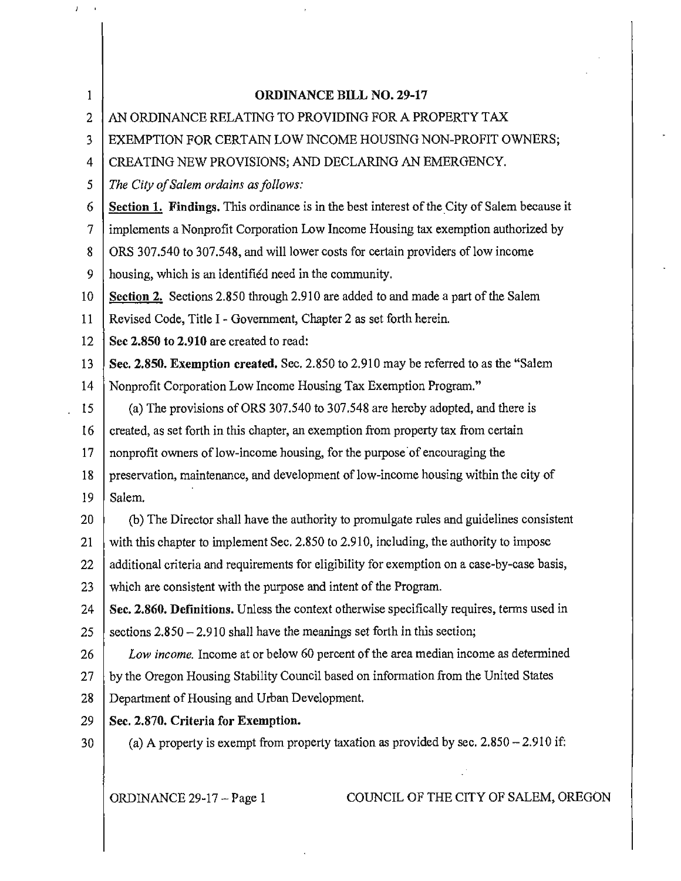**ORDINANCE BILL NO. 29-17**

AN ORDINANCE RELATING TO PROVIDING FOR A PROPERTY TAX EXEMPTION FOR CERTAIN LOW INCOME HOUSING NON-PROFIT OWNERS; CREATING NEW PROVISIONS; AND DECLARING AN EMERGENCY.

*The City of Salem ordains as follows:*

**Section 1. Findings.** This ordinance is in the best interest of the City of Salem because it implements a Nonprofit Corporation Low Income Housing tax exemption authorized by ORS 307.540 to 307.548, and will lower costs for certain providers of low income housing, which is an identified need in the community.

**Section 2.** Sections 2.850 through 2.910 are added to and made a part of the Salem Revised Code, Title I - Government, Chapter 2 as set forth herein.

**Sec 2.850 to 2.910** are created to read:

**Sec. 2.850. Exemption created.** Sec. 2.850 to 2.910 may be referred to as the "Salem Nonprofit Corporation Low Income Housing Tax Exemption Program."

(a) The provisions of ORS 307.540 to 307.548 are hereby adopted, and there is created, as set forth in this chapter, an exemption from property tax from certain nonprofit owners of low-income housing, for the purpose of encouraging the preservation, maintenance, and development of low-income housing within the city of Salem.

(b) The Director shall have the authority to promulgate rules and guidelines consistent with this chapter to implement Sec. 2.850 to 2.910, including, the authority to impose additional criteria and requirements for eligibility for exemption on a case-by-case basis, which are consistent with the purpose and intent of the Program.

**Sec. 2.860. Definitions.** Unless the context otherwise specifically requires, terms used in sections 2.850 – 2.910 shall have the meanings set forth in this section;

*Low income.* Income at or below 60 percent of the area median income as determined by the Oregon Housing Stability Council based on information from the United States Department of Housing and Urban Development.

**Sec. 2.870. Criteria for Exemption.**

(a) A property is exempt from property taxation as provided by sec. 2.850 – 2.910 if: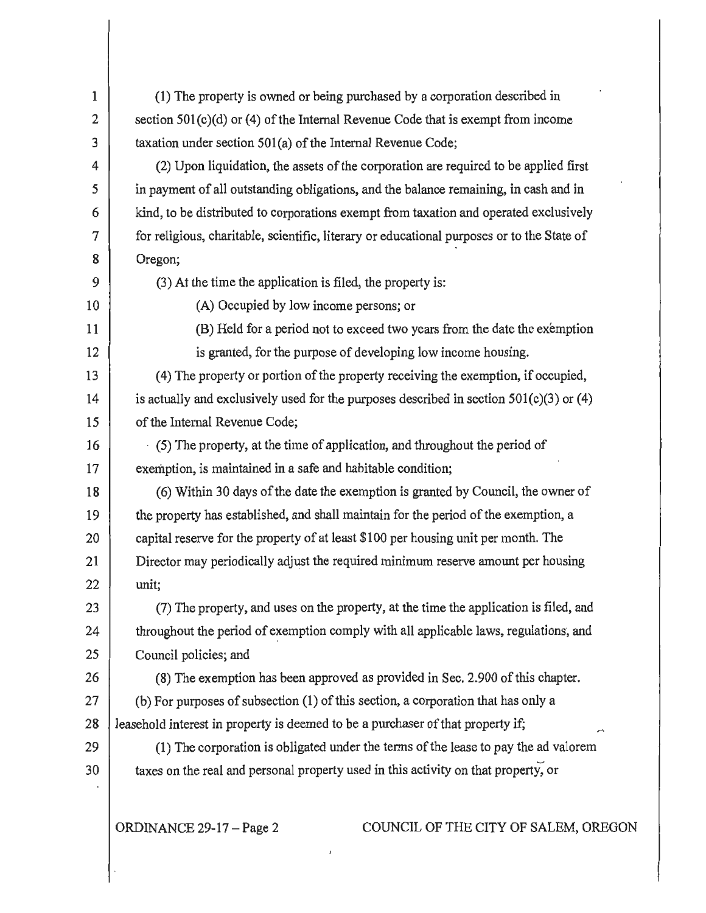(1) The property is owned or being purchased by a corporation described in section 501(c)(d) or (4) of the Internal Revenue Code that is exempt from income taxation under section 501(a) of the Internal Revenue Code;

(2) Upon liquidation, the assets of the corporation are required to be applied first in payment of all outstanding obligations, and the balance remaining, in cash and in kind, to be distributed to corporations exempt from taxation and operated exclusively for religious, charitable, scientific, literary or educational purposes or to the State of Oregon;

(3) At the time the application is filed, the property is:

(A) Occupied by low income persons; or

(B) Held for a period not to exceed two years from the date the exemption is granted, for the purpose of developing low income housing.

(4) The property or portion of the property receiving the exemption, if occupied, is actually and exclusively used for the purposes described in section 501(c)(3) or (4) of the Internal Revenue Code;

(5) The property, at the time of application, and throughout the period of exemption, is maintained in a safe and habitable condition;

(6) Within 30 days of the date the exemption is granted by Council, the owner of the property has established, and shall maintain for the period of the exemption, a capital reserve for the property of at least $100 per housing unit per month. The Director may periodically adjust the required minimum reserve amount per housing unit;

(7) The property, and uses on the property, at the time the application is filed, and throughout the period of exemption comply with all applicable laws, regulations, and Council policies; and

(8) The exemption has been approved as provided in Sec. 2.900 of this chapter.

(b) For purposes of subsection (1) of this section, a corporation that has only a leasehold interest in property is deemed to be a purchaser of that property if;

(1) The corporation is obligated under the terms of the lease to pay the ad valorem taxes on the real and personal property used in this activity on that property, or

ORDINANCE 29-17 – Page 2 COUNCIL OF THE CITY OF SALEM, OREGON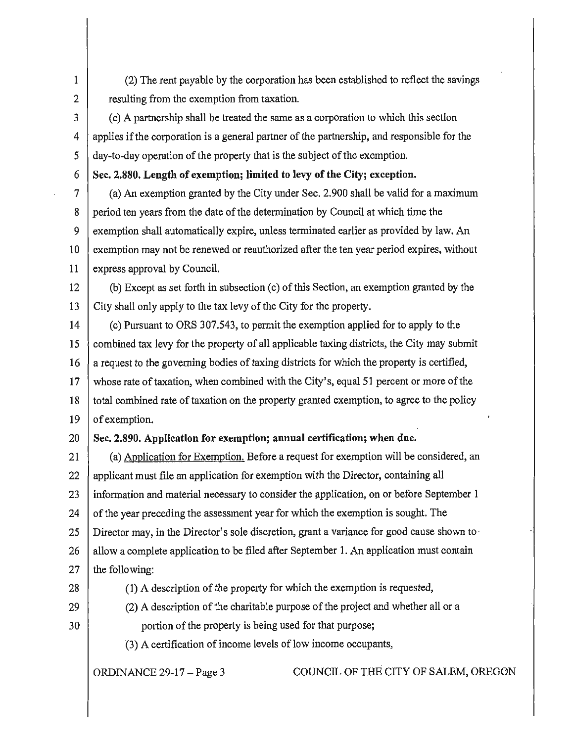(2) The rent payable by the corporation has been established to reflect the savings resulting from the exemption from taxation.

(c) A partnership shall be treated the same as a corporation to which this section applies if the corporation is a general partner of the partnership, and responsible for the day-to-day operation of the property that is the subject of the exemption.

**Sec. 2.880. Length of exemption; limited to levy of the City; exception.**

(a) An exemption granted by the City under Sec. 2.900 shall be valid for a maximum period ten years from the date of the determination by Council at which time the exemption shall automatically expire, unless terminated earlier as provided by law. An exemption may not be renewed or reauthorized after the ten year period expires, without express approval by Council.

(b) Except as set forth in subsection (c) of this Section, an exemption granted by the City shall only apply to the tax levy of the City for the property.

(c) Pursuant to ORS 307.543, to permit the exemption applied for to apply to the combined tax levy for the property of all applicable taxing districts, the City may submit a request to the governing bodies of taxing districts for which the property is certified, whose rate of taxation, when combined with the City's, equal 51 percent or more of the total combined rate of taxation on the property granted exemption, to agree to the policy of exemption.

**Sec. 2.890. Application for exemption; annual certification; when due.**

(a) Application for Exemption. Before a request for exemption will be considered, an applicant must file an application for exemption with the Director, containing all information and material necessary to consider the application, on or before September 1 of the year preceding the assessment year for which the exemption is sought. The Director may, in the Director's sole discretion, grant a variance for good cause shown to allow a complete application to be filed after September 1. An application must contain the following:

(1) A description of the property for which the exemption is requested,

(2) A description of the charitable purpose of the project and whether all or a portion of the property is being used for that purpose;

(3) A certification of income levels of low income occupants,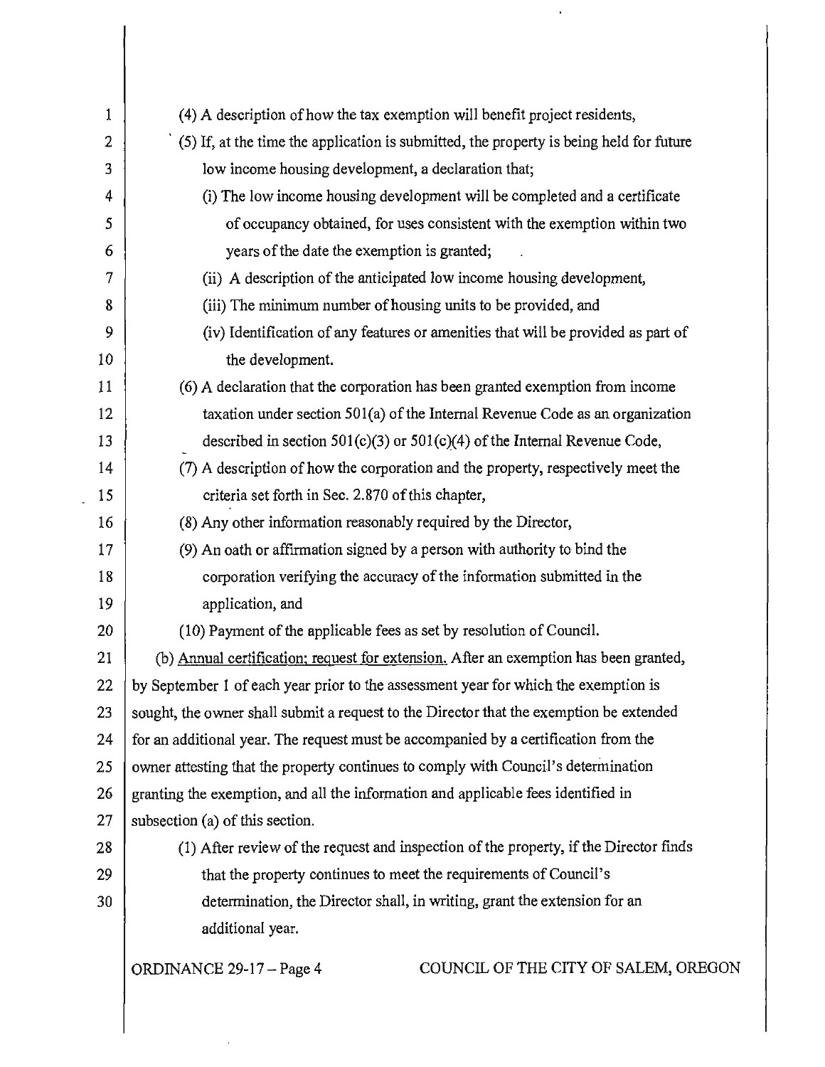(4) A description of how the tax exemption will benefit project residents,

(5) If, at the time the application is submitted, the property is being held for future low income housing development, a declaration that;

(i) The low income housing development will be completed and a certificate of occupancy obtained, for uses consistent with the exemption within two years of the date the exemption is granted;

(ii) A description of the anticipated low income housing development,

(iii) The minimum number of housing units to be provided, and

(iv) Identification of any features or amenities that will be provided as part of the development.

(6) A declaration that the corporation has been granted exemption from income taxation under section 501(a) of the Internal Revenue Code as an organization described in section 501(c)(3) or 501(c)(4) of the Internal Revenue Code,

(7) A description of how the corporation and the property, respectively meet the criteria set forth in Sec. 2.870 of this chapter,

(8) Any other information reasonably required by the Director,

(9) An oath or affirmation signed by a person with authority to bind the corporation verifying the accuracy of the information submitted in the application, and

(10) Payment of the applicable fees as set by resolution of Council.

(b) Annual certification; request for extension. After an exemption has been granted, by September 1 of each year prior to the assessment year for which the exemption is sought, the owner shall submit a request to the Director that the exemption be extended for an additional year. The request must be accompanied by a certification from the owner attesting that the property continues to comply with Council's determination granting the exemption, and all the information and applicable fees identified in subsection (a) of this section.

(1) After review of the request and inspection of the property, if the Director finds that the property continues to meet the requirements of Council's determination, the Director shall, in writing, grant the extension for an additional year.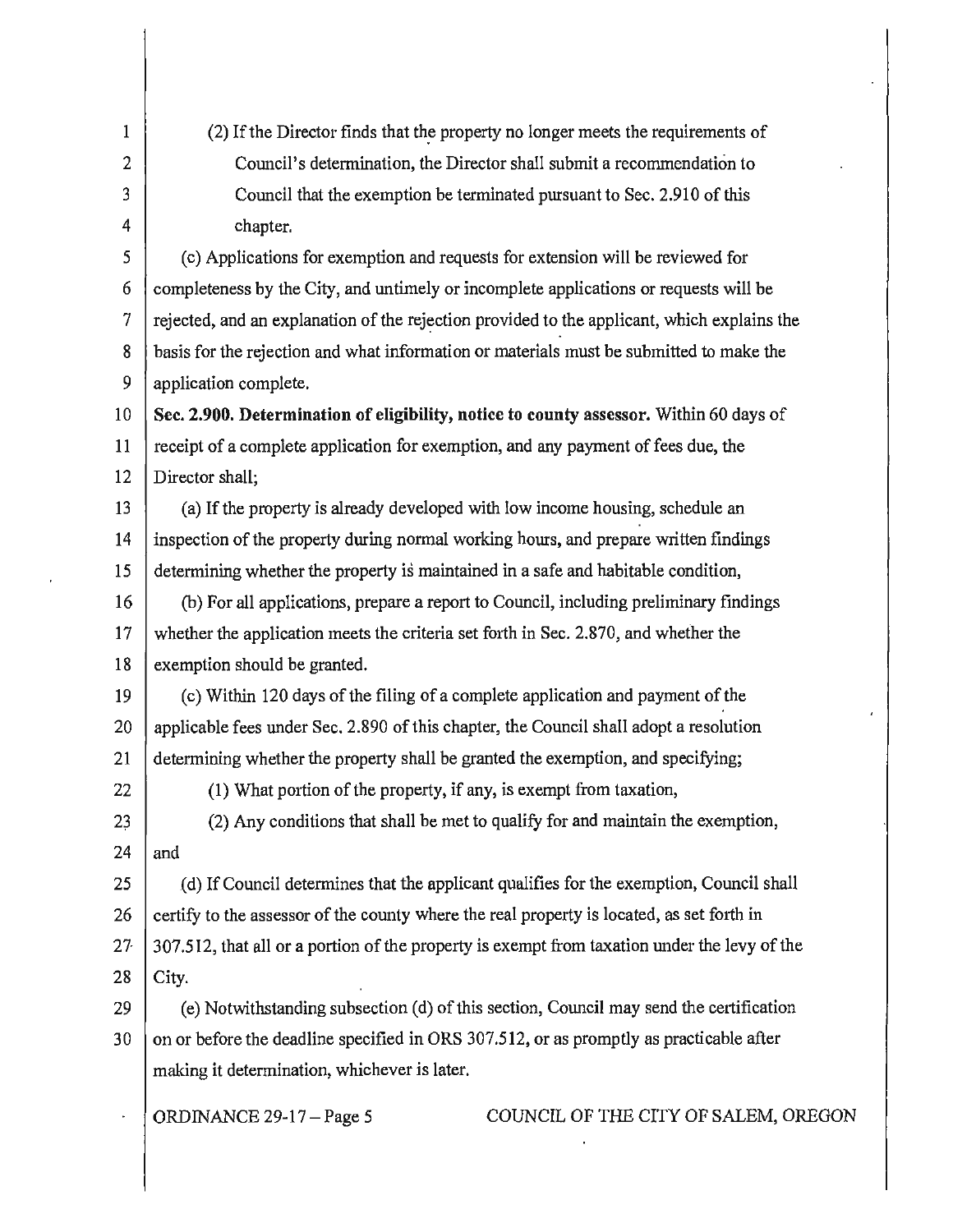(2) If the Director finds that the property no longer meets the requirements of Council's determination, the Director shall submit a recommendation to Council that the exemption be terminated pursuant to Sec. 2.910 of this chapter.

(c) Applications for exemption and requests for extension will be reviewed for completeness by the City, and untimely or incomplete applications or requests will be rejected, and an explanation of the rejection provided to the applicant, which explains the basis for the rejection and what information or materials must be submitted to make the application complete.

**Sec. 2.900. Determination of eligibility, notice to county assessor.** Within 60 days of receipt of a complete application for exemption, and any payment of fees due, the Director shall;

(a) If the property is already developed with low income housing, schedule an inspection of the property during normal working hours, and prepare written findings determining whether the property is maintained in a safe and habitable condition,

(b) For all applications, prepare a report to Council, including preliminary findings whether the application meets the criteria set forth in Sec. 2.870, and whether the exemption should be granted.

(c) Within 120 days of the filing of a complete application and payment of the applicable fees under Sec. 2.890 of this chapter, the Council shall adopt a resolution determining whether the property shall be granted the exemption, and specifying;

(1) What portion of the property, if any, is exempt from taxation,

(2) Any conditions that shall be met to qualify for and maintain the exemption, and

(d) If Council determines that the applicant qualifies for the exemption, Council shall certify to the assessor of the county where the real property is located, as set forth in 307.512, that all or a portion of the property is exempt from taxation under the levy of the City.

(e) Notwithstanding subsection (d) of this section, Council may send the certification on or before the deadline specified in ORS 307.512, or as promptly as practicable after making it determination, whichever is later.

ORDINANCE 29-17 – Page 5 COUNCIL OF THE CITY OF SALEM, OREGON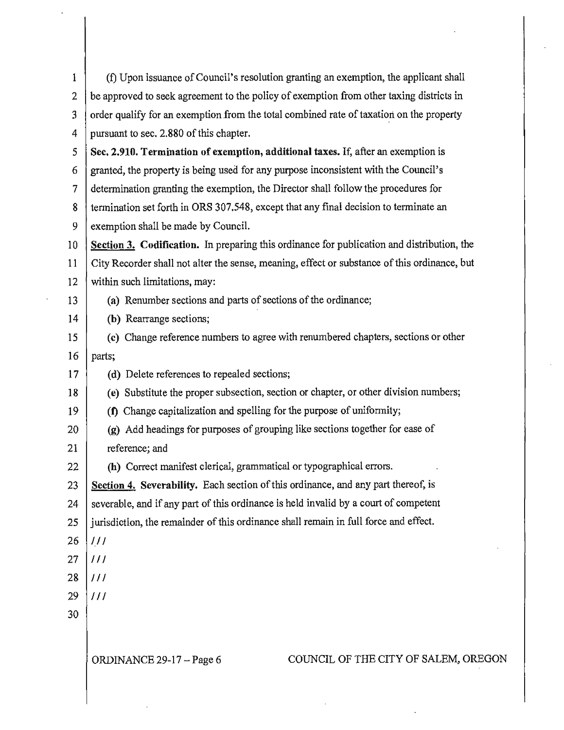(f) Upon issuance of Council's resolution granting an exemption, the applicant shall be approved to seek agreement to the policy of exemption from other taxing districts in order qualify for an exemption from the total combined rate of taxation on the property pursuant to sec. 2.880 of this chapter.

**Sec. 2.910. Termination of exemption, additional taxes.** If, after an exemption is granted, the property is being used for any purpose inconsistent with the Council's determination granting the exemption, the Director shall follow the procedures for termination set forth in ORS 307.548, except that any final decision to terminate an exemption shall be made by Council.

**Section 3. Codification.** In preparing this ordinance for publication and distribution, the City Recorder shall not alter the sense, meaning, effect or substance of this ordinance, but within such limitations, may:

**(a)** Renumber sections and parts of sections of the ordinance;

**(b)** Rearrange sections;

**(c)** Change reference numbers to agree with renumbered chapters, sections or other parts;

**(d)** Delete references to repealed sections;

**(e)** Substitute the proper subsection, section or chapter, or other division numbers;

**(f)** Change capitalization and spelling for the purpose of uniformity;

**(g)** Add headings for purposes of grouping like sections together for ease of reference; and

**(h)** Correct manifest clerical, grammatical or typographical errors.

**Section 4. Severability.** Each section of this ordinance, and any part thereof, is severable, and if any part of this ordinance is held invalid by a court of competent jurisdiction, the remainder of this ordinance shall remain in full force and effect.

///

///

///

///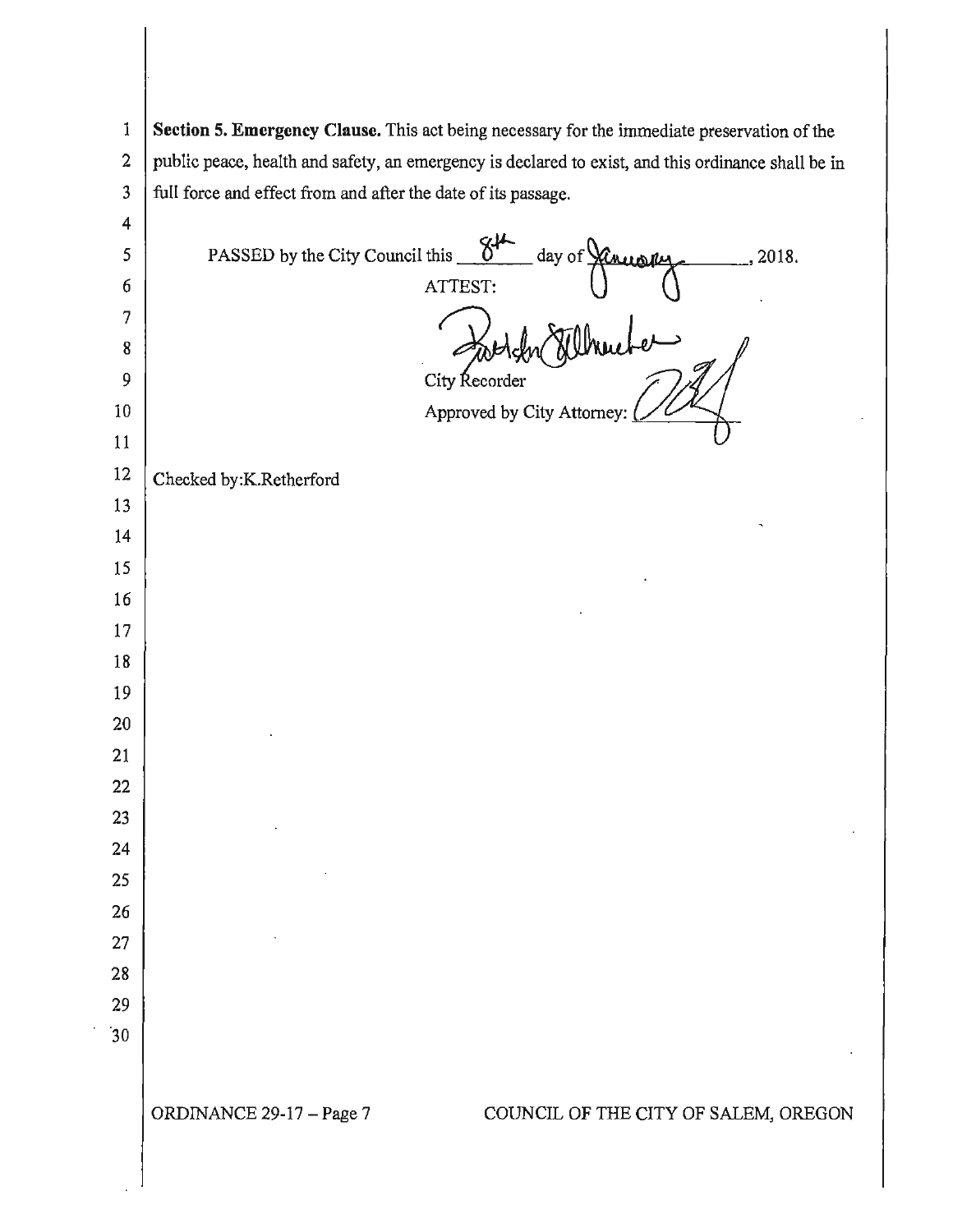**Section 5. Emergency Clause.** This act being necessary for the immediate preservation of the public peace, health and safety, an emergency is declared to exist, and this ordinance shall be in full force and effect from and after the date of its passage.

PASSED by the City Council this 8th day of January, 2018.

ATTEST:

City Recorder

Approved by City Attorney:

Checked by:K.Retherford

ORDINANCE 29-17 – Page 7 COUNCIL OF THE CITY OF SALEM, OREGON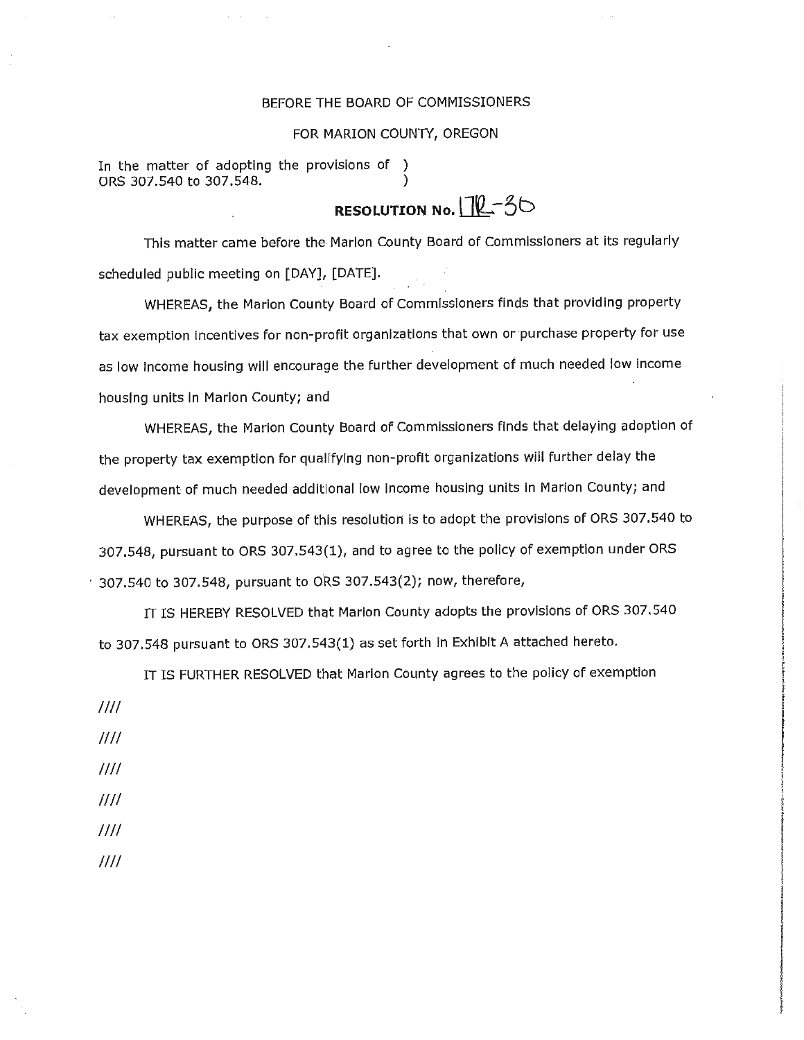BEFORE THE BOARD OF COMMISSIONERS

FOR MARION COUNTY, OREGON

In the matter of adopting the provisions of )
ORS 307.540 to 307.548. )

**RESOLUTION No. 17R-36**

This matter came before the Marion County Board of Commissioners at its regularly scheduled public meeting on [DAY], [DATE].

WHEREAS, the Marion County Board of Commissioners finds that providing property tax exemption incentives for non-profit organizations that own or purchase property for use as low income housing will encourage the further development of much needed low income housing units in Marion County; and

WHEREAS, the Marion County Board of Commissioners finds that delaying adoption of the property tax exemption for qualifying non-profit organizations will further delay the development of much needed additional low income housing units in Marion County; and

WHEREAS, the purpose of this resolution is to adopt the provisions of ORS 307.540 to 307.548, pursuant to ORS 307.543(1), and to agree to the policy of exemption under ORS 307.540 to 307.548, pursuant to ORS 307.543(2); now, therefore,

IT IS HEREBY RESOLVED that Marion County adopts the provisions of ORS 307.540 to 307.548 pursuant to ORS 307.543(1) as set forth in Exhibit A attached hereto.

IT IS FURTHER RESOLVED that Marion County agrees to the policy of exemption

////

////

////

////

////

////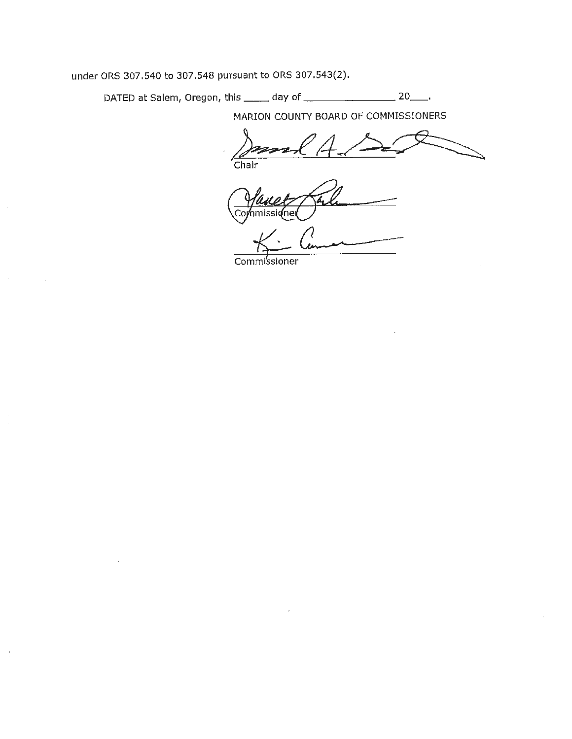under ORS 307.540 to 307.548 pursuant to ORS 307.543(2).

DATED at Salem, Oregon, this _____ day of _________________ 20___.

MARION COUNTY BOARD OF COMMISSIONERS

_________________________
Chair

_________________________
Commissioner

_________________________
Commissioner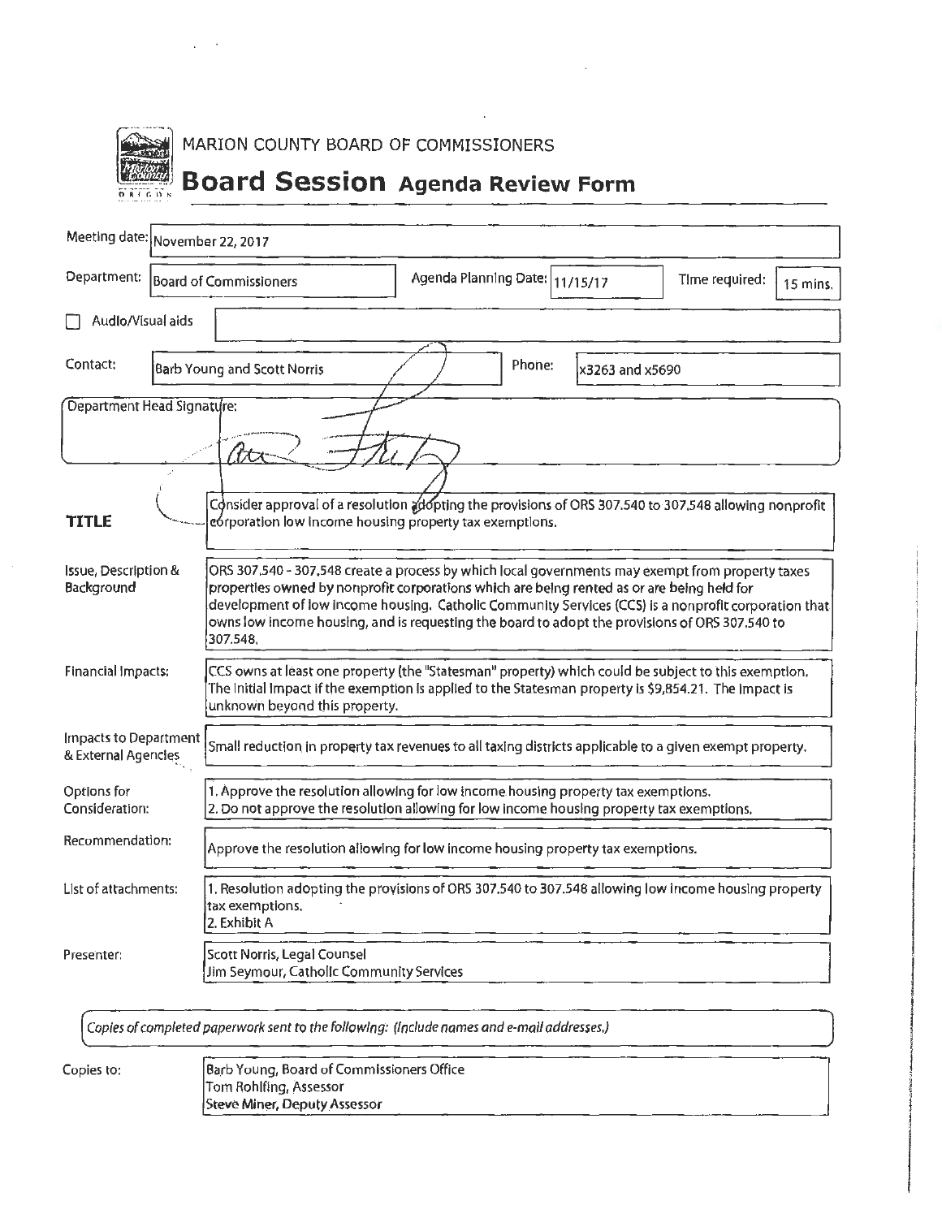MARION COUNTY BOARD OF COMMISSIONERS

# Board Session Agenda Review Form

| | |
|---|---|
| Meeting date: | November 22, 2017 |
| Department: | Board of Commissioners |
| Agenda Planning Date: | 11/15/17 |
| Time required: | 15 mins. |
| ☐ Audio/Visual aids | |
| Contact: | Barb Young and Scott Norris |
| Phone: | x3263 and x5690 |

Department Head Signature:

| | |
|---|---|
| **TITLE** | Consider approval of a resolution adopting the provisions of ORS 307.540 to 307.548 allowing nonprofit corporation low income housing property tax exemptions. |
| Issue, Description & Background | ORS 307.540 - 307.548 create a process by which local governments may exempt from property taxes properties owned by nonprofit corporations which are being rented as or are being held for development of low income housing. Catholic Community Services (CCS) is a nonprofit corporation that owns low income housing, and is requesting the board to adopt the provisions of ORS 307.540 to 307.548. |
| Financial Impacts: | CCS owns at least one property (the "Statesman" property) which could be subject to this exemption. The initial impact if the exemption is applied to the Statesman property is $9,854.21. The impact is unknown beyond this property. |
| Impacts to Department & External Agencies | Small reduction in property tax revenues to all taxing districts applicable to a given exempt property. |
| Options for Consideration: | 1. Approve the resolution allowing for low income housing property tax exemptions.<br>2. Do not approve the resolution allowing for low income housing property tax exemptions. |
| Recommendation: | Approve the resolution allowing for low income housing property tax exemptions. |
| List of attachments: | 1. Resolution adopting the provisions of ORS 307.540 to 307.548 allowing low income housing property tax exemptions.<br>2. Exhibit A |
| Presenter: | Scott Norris, Legal Counsel<br>Jim Seymour, Catholic Community Services |

*Copies of completed paperwork sent to the following: (Include names and e-mail addresses.)*

| | |
|---|---|
| Copies to: | Barb Young, Board of Commissioners Office<br>Tom Rohlfing, Assessor<br>Steve Miner, Deputy Assessor |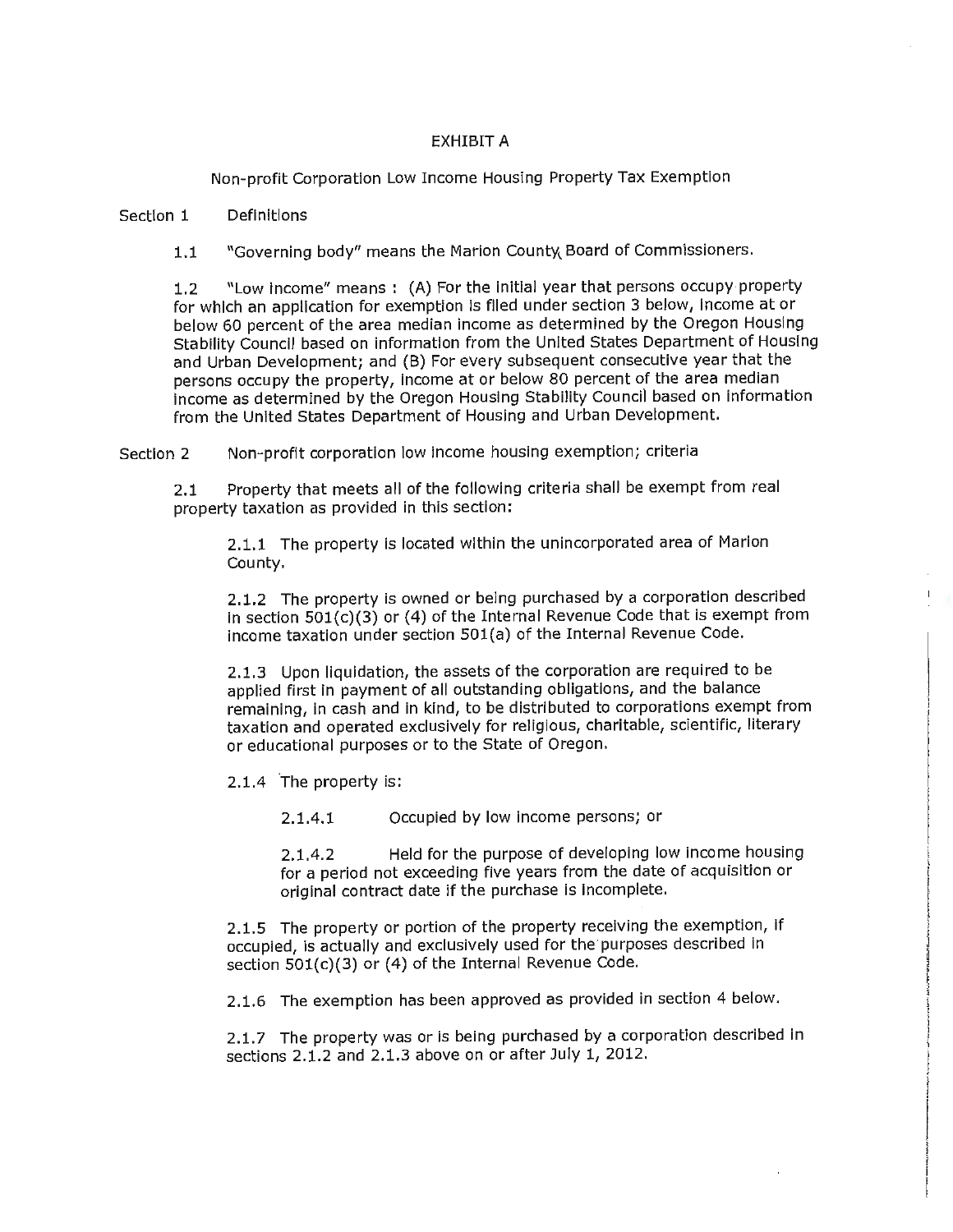# EXHIBIT A

## Non-profit Corporation Low Income Housing Property Tax Exemption

### Section 1 Definitions

1.1 "Governing body" means the Marion County Board of Commissioners.

1.2 "Low income" means : (A) For the initial year that persons occupy property for which an application for exemption is filed under section 3 below, income at or below 60 percent of the area median income as determined by the Oregon Housing Stability Council based on information from the United States Department of Housing and Urban Development; and (B) For every subsequent consecutive year that the persons occupy the property, income at or below 80 percent of the area median income as determined by the Oregon Housing Stability Council based on information from the United States Department of Housing and Urban Development.

### Section 2 Non-profit corporation low income housing exemption; criteria

2.1 Property that meets all of the following criteria shall be exempt from real property taxation as provided in this section:

2.1.1 The property is located within the unincorporated area of Marion County.

2.1.2 The property is owned or being purchased by a corporation described in section 501(c)(3) or (4) of the Internal Revenue Code that is exempt from income taxation under section 501(a) of the Internal Revenue Code.

2.1.3 Upon liquidation, the assets of the corporation are required to be applied first in payment of all outstanding obligations, and the balance remaining, in cash and in kind, to be distributed to corporations exempt from taxation and operated exclusively for religious, charitable, scientific, literary or educational purposes or to the State of Oregon.

2.1.4 The property is:

2.1.4.1 Occupied by low income persons; or

2.1.4.2 Held for the purpose of developing low income housing for a period not exceeding five years from the date of acquisition or original contract date if the purchase is incomplete.

2.1.5 The property or portion of the property receiving the exemption, if occupied, is actually and exclusively used for the purposes described in section 501(c)(3) or (4) of the Internal Revenue Code.

2.1.6 The exemption has been approved as provided in section 4 below.

2.1.7 The property was or is being purchased by a corporation described in sections 2.1.2 and 2.1.3 above on or after July 1, 2012.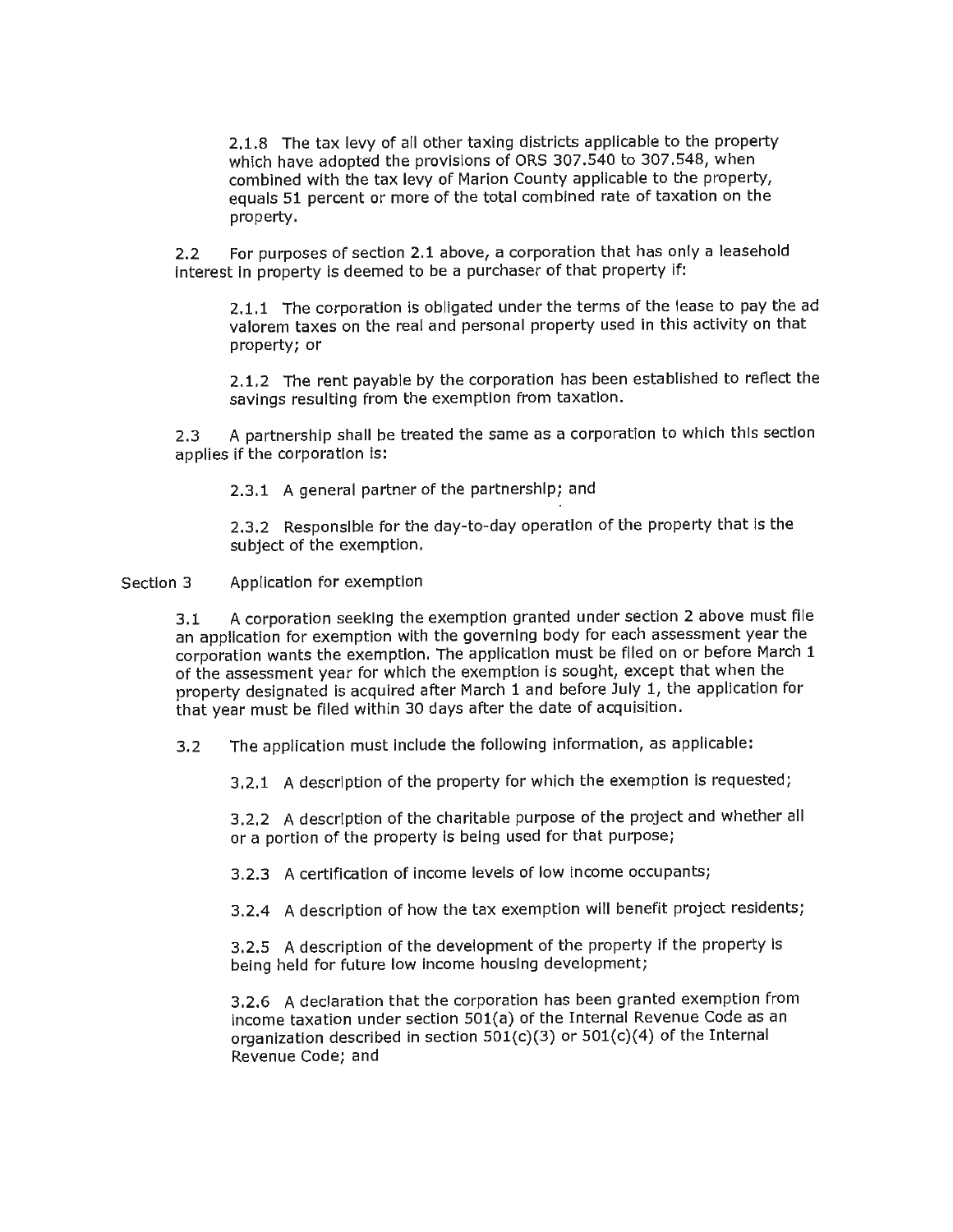2.1.8 The tax levy of all other taxing districts applicable to the property which have adopted the provisions of ORS 307.540 to 307.548, when combined with the tax levy of Marion County applicable to the property, equals 51 percent or more of the total combined rate of taxation on the property.

2.2 For purposes of section 2.1 above, a corporation that has only a leasehold interest in property is deemed to be a purchaser of that property if:

2.1.1 The corporation is obligated under the terms of the lease to pay the ad valorem taxes on the real and personal property used in this activity on that property; or

2.1.2 The rent payable by the corporation has been established to reflect the savings resulting from the exemption from taxation.

2.3 A partnership shall be treated the same as a corporation to which this section applies if the corporation is:

2.3.1 A general partner of the partnership; and

2.3.2 Responsible for the day-to-day operation of the property that is the subject of the exemption.

Section 3 Application for exemption

3.1 A corporation seeking the exemption granted under section 2 above must file an application for exemption with the governing body for each assessment year the corporation wants the exemption. The application must be filed on or before March 1 of the assessment year for which the exemption is sought, except that when the property designated is acquired after March 1 and before July 1, the application for that year must be filed within 30 days after the date of acquisition.

3.2 The application must include the following information, as applicable:

3.2.1 A description of the property for which the exemption is requested;

3.2.2 A description of the charitable purpose of the project and whether all or a portion of the property is being used for that purpose;

3.2.3 A certification of income levels of low income occupants;

3.2.4 A description of how the tax exemption will benefit project residents;

3.2.5 A description of the development of the property if the property is being held for future low income housing development;

3.2.6 A declaration that the corporation has been granted exemption from income taxation under section 501(a) of the Internal Revenue Code as an organization described in section 501(c)(3) or 501(c)(4) of the Internal Revenue Code; and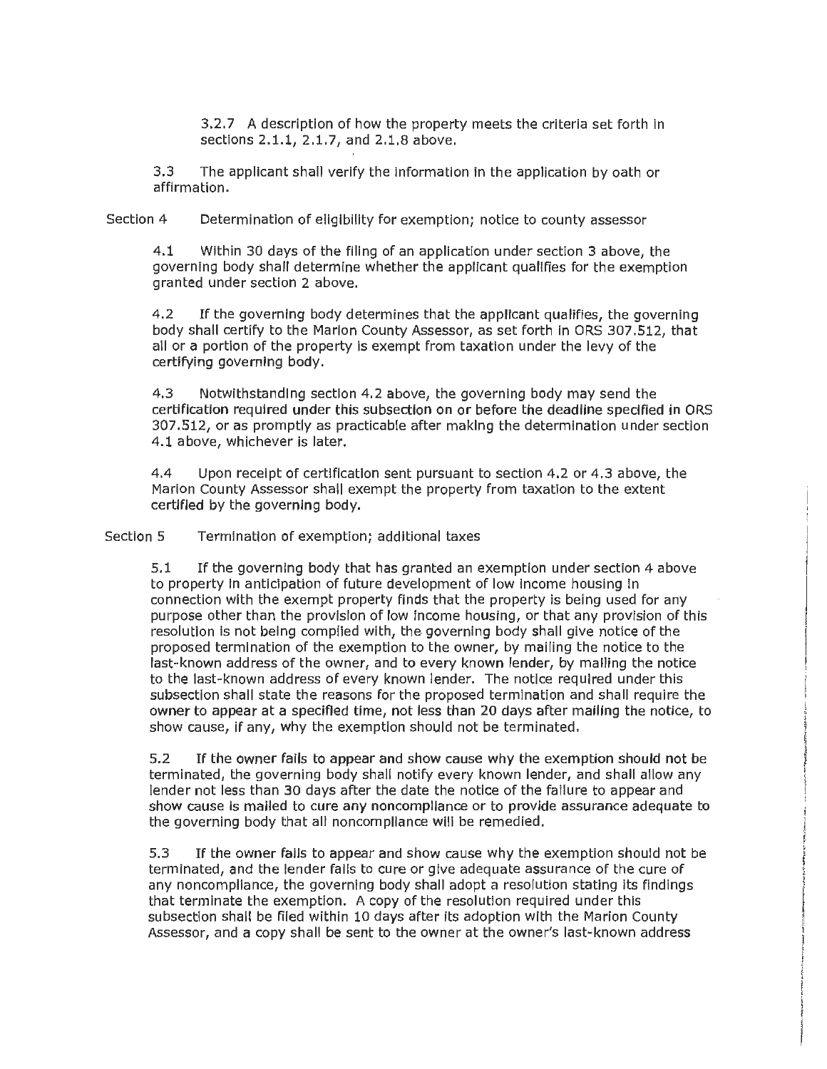3.2.7 A description of how the property meets the criteria set forth in sections 2.1.1, 2.1.7, and 2.1.8 above.

3.3 The applicant shall verify the information in the application by oath or affirmation.

Section 4 Determination of eligibility for exemption; notice to county assessor

4.1 Within 30 days of the filing of an application under section 3 above, the governing body shall determine whether the applicant qualifies for the exemption granted under section 2 above.

4.2 If the governing body determines that the applicant qualifies, the governing body shall certify to the Marion County Assessor, as set forth in ORS 307.512, that all or a portion of the property is exempt from taxation under the levy of the certifying governing body.

4.3 Notwithstanding section 4.2 above, the governing body may send the certification required under this subsection on or before the deadline specified in ORS 307.512, or as promptly as practicable after making the determination under section 4.1 above, whichever is later.

4.4 Upon receipt of certification sent pursuant to section 4.2 or 4.3 above, the Marion County Assessor shall exempt the property from taxation to the extent certified by the governing body.

Section 5 Termination of exemption; additional taxes

5.1 If the governing body that has granted an exemption under section 4 above to property in anticipation of future development of low income housing in connection with the exempt property finds that the property is being used for any purpose other than the provision of low income housing, or that any provision of this resolution is not being complied with, the governing body shall give notice of the proposed termination of the exemption to the owner, by mailing the notice to the last-known address of the owner, and to every known lender, by mailing the notice to the last-known address of every known lender. The notice required under this subsection shall state the reasons for the proposed termination and shall require the owner to appear at a specified time, not less than 20 days after mailing the notice, to show cause, if any, why the exemption should not be terminated.

5.2 If the owner fails to appear and show cause why the exemption should not be terminated, the governing body shall notify every known lender, and shall allow any lender not less than 30 days after the date the notice of the failure to appear and show cause is mailed to cure any noncompliance or to provide assurance adequate to the governing body that all noncompliance will be remedied.

5.3 If the owner fails to appear and show cause why the exemption should not be terminated, and the lender fails to cure or give adequate assurance of the cure of any noncompliance, the governing body shall adopt a resolution stating its findings that terminate the exemption. A copy of the resolution required under this subsection shall be filed within 10 days after its adoption with the Marion County Assessor, and a copy shall be sent to the owner at the owner's last-known address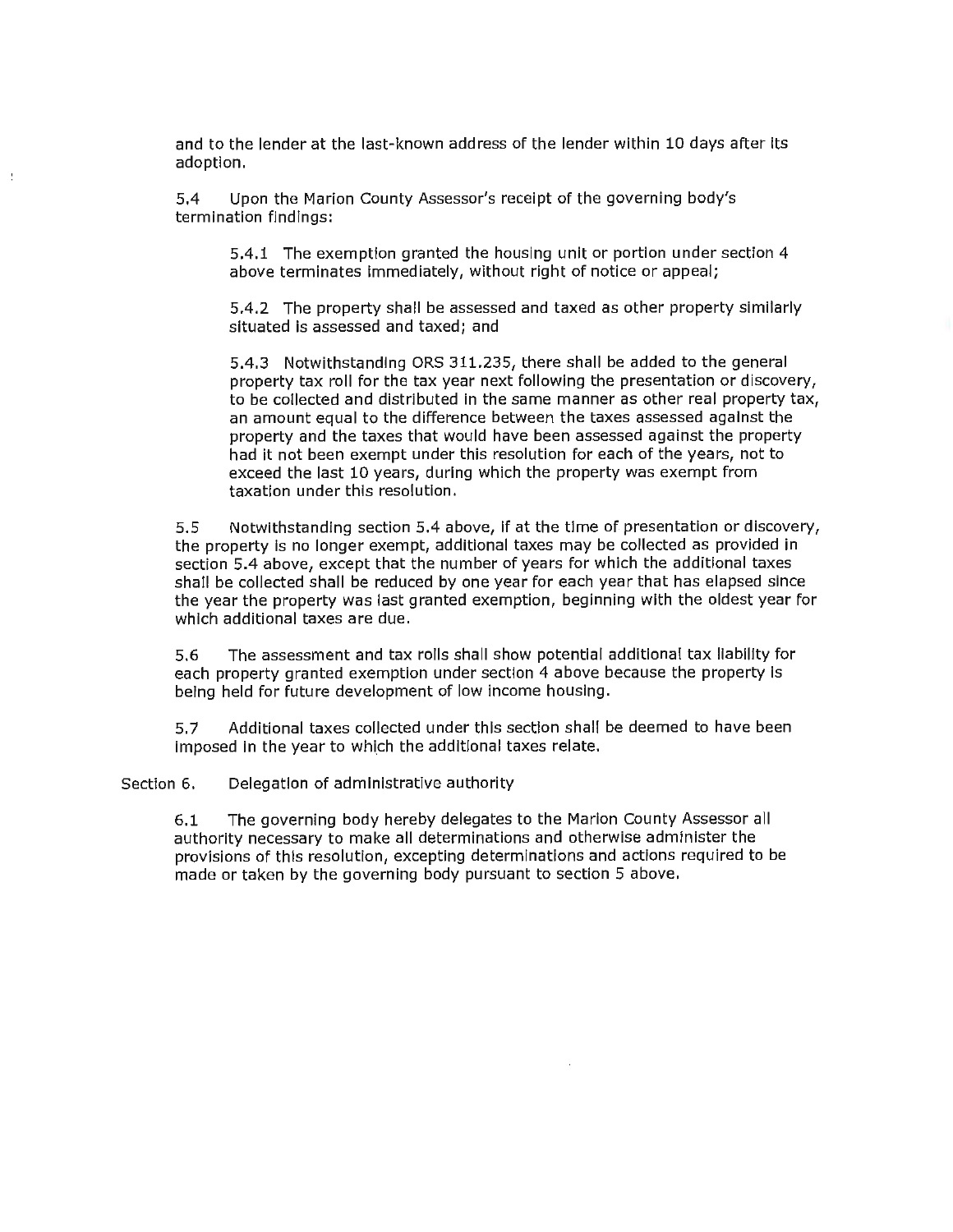and to the lender at the last-known address of the lender within 10 days after its adoption.

5.4 Upon the Marion County Assessor's receipt of the governing body's termination findings:

5.4.1 The exemption granted the housing unit or portion under section 4 above terminates immediately, without right of notice or appeal;

5.4.2 The property shall be assessed and taxed as other property similarly situated is assessed and taxed; and

5.4.3 Notwithstanding ORS 311.235, there shall be added to the general property tax roll for the tax year next following the presentation or discovery, to be collected and distributed in the same manner as other real property tax, an amount equal to the difference between the taxes assessed against the property and the taxes that would have been assessed against the property had it not been exempt under this resolution for each of the years, not to exceed the last 10 years, during which the property was exempt from taxation under this resolution.

5.5 Notwithstanding section 5.4 above, if at the time of presentation or discovery, the property is no longer exempt, additional taxes may be collected as provided in section 5.4 above, except that the number of years for which the additional taxes shall be collected shall be reduced by one year for each year that has elapsed since the year the property was last granted exemption, beginning with the oldest year for which additional taxes are due.

5.6 The assessment and tax rolls shall show potential additional tax liability for each property granted exemption under section 4 above because the property is being held for future development of low income housing.

5.7 Additional taxes collected under this section shall be deemed to have been imposed in the year to which the additional taxes relate.

Section 6. Delegation of administrative authority

6.1 The governing body hereby delegates to the Marion County Assessor all authority necessary to make all determinations and otherwise administer the provisions of this resolution, excepting determinations and actions required to be made or taken by the governing body pursuant to section 5 above.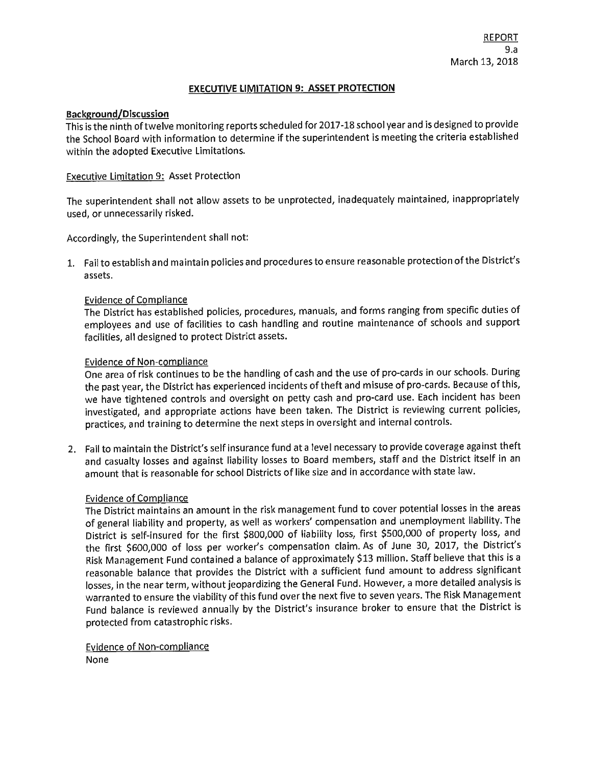REPORT
9.a
March 13, 2018

## EXECUTIVE LIMITATION 9: ASSET PROTECTION

**Background/Discussion**

This is the ninth of twelve monitoring reports scheduled for 2017-18 school year and is designed to provide the School Board with information to determine if the superintendent is meeting the criteria established within the adopted Executive Limitations.

Executive Limitation 9: Asset Protection

The superintendent shall not allow assets to be unprotected, inadequately maintained, inappropriately used, or unnecessarily risked.

Accordingly, the Superintendent shall not:

1. Fail to establish and maintain policies and procedures to ensure reasonable protection of the District's assets.

   Evidence of Compliance

   The District has established policies, procedures, manuals, and forms ranging from specific duties of employees and use of facilities to cash handling and routine maintenance of schools and support facilities, all designed to protect District assets.

   Evidence of Non-compliance

   One area of risk continues to be the handling of cash and the use of pro-cards in our schools. During the past year, the District has experienced incidents of theft and misuse of pro-cards. Because of this, we have tightened controls and oversight on petty cash and pro-card use. Each incident has been investigated, and appropriate actions have been taken. The District is reviewing current policies, practices, and training to determine the next steps in oversight and internal controls.

2. Fail to maintain the District's self insurance fund at a level necessary to provide coverage against theft and casualty losses and against liability losses to Board members, staff and the District itself in an amount that is reasonable for school Districts of like size and in accordance with state law.

   Evidence of Compliance

   The District maintains an amount in the risk management fund to cover potential losses in the areas of general liability and property, as well as workers' compensation and unemployment liability. The District is self-insured for the first $800,000 of liability loss, first $500,000 of property loss, and the first $600,000 of loss per worker's compensation claim. As of June 30, 2017, the District's Risk Management Fund contained a balance of approximately $13 million. Staff believe that this is a reasonable balance that provides the District with a sufficient fund amount to address significant losses, in the near term, without jeopardizing the General Fund. However, a more detailed analysis is warranted to ensure the viability of this fund over the next five to seven years. The Risk Management Fund balance is reviewed annually by the District's insurance broker to ensure that the District is protected from catastrophic risks.

   Evidence of Non-compliance

   None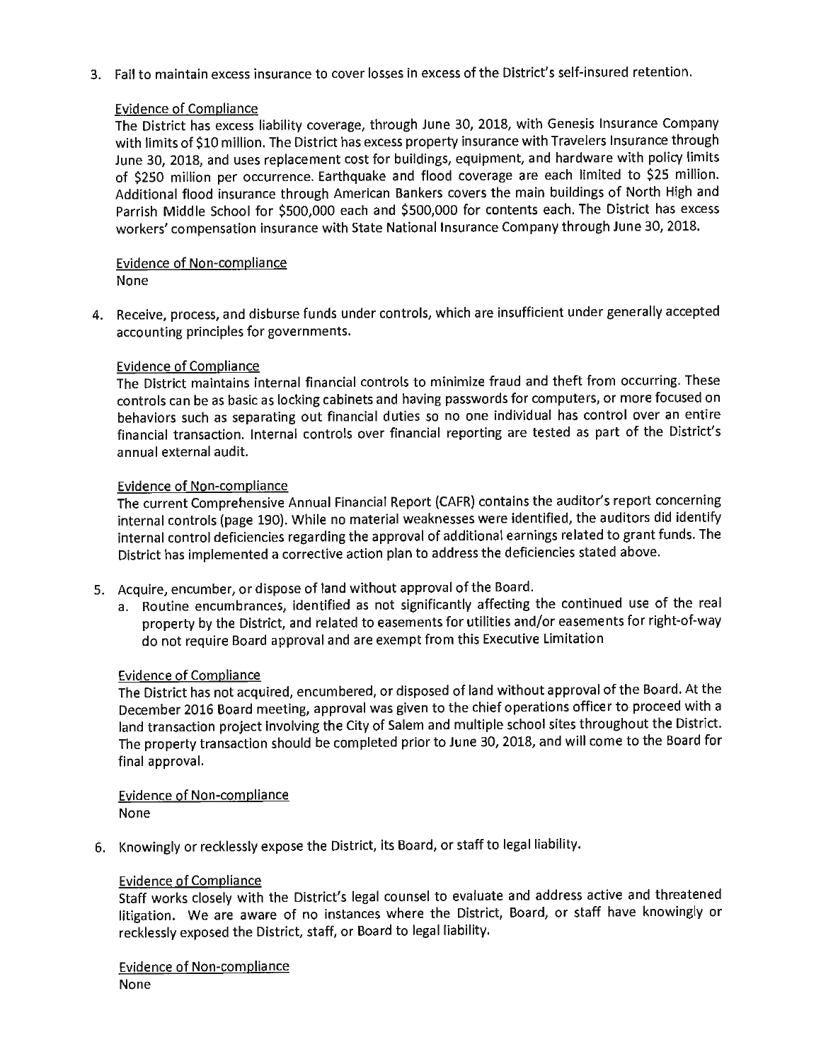3. Fail to maintain excess insurance to cover losses in excess of the District's self-insured retention.

   Evidence of Compliance

   The District has excess liability coverage, through June 30, 2018, with Genesis Insurance Company with limits of $10 million. The District has excess property insurance with Travelers Insurance through June 30, 2018, and uses replacement cost for buildings, equipment, and hardware with policy limits of $250 million per occurrence. Earthquake and flood coverage are each limited to $25 million. Additional flood insurance through American Bankers covers the main buildings of North High and Parrish Middle School for $500,000 each and $500,000 for contents each. The District has excess workers' compensation insurance with State National Insurance Company through June 30, 2018.

   Evidence of Non-compliance

   None

4. Receive, process, and disburse funds under controls, which are insufficient under generally accepted accounting principles for governments.

   Evidence of Compliance

   The District maintains internal financial controls to minimize fraud and theft from occurring. These controls can be as basic as locking cabinets and having passwords for computers, or more focused on behaviors such as separating out financial duties so no one individual has control over an entire financial transaction. Internal controls over financial reporting are tested as part of the District's annual external audit.

   Evidence of Non-compliance

   The current Comprehensive Annual Financial Report (CAFR) contains the auditor's report concerning internal controls (page 190). While no material weaknesses were identified, the auditors did identify internal control deficiencies regarding the approval of additional earnings related to grant funds. The District has implemented a corrective action plan to address the deficiencies stated above.

5. Acquire, encumber, or dispose of land without approval of the Board.
   a. Routine encumbrances, identified as not significantly affecting the continued use of the real property by the District, and related to easements for utilities and/or easements for right-of-way do not require Board approval and are exempt from this Executive Limitation

   Evidence of Compliance

   The District has not acquired, encumbered, or disposed of land without approval of the Board. At the December 2016 Board meeting, approval was given to the chief operations officer to proceed with a land transaction project involving the City of Salem and multiple school sites throughout the District. The property transaction should be completed prior to June 30, 2018, and will come to the Board for final approval.

   Evidence of Non-compliance

   None

6. Knowingly or recklessly expose the District, its Board, or staff to legal liability.

   Evidence of Compliance

   Staff works closely with the District's legal counsel to evaluate and address active and threatened litigation. We are aware of no instances where the District, Board, or staff have knowingly or recklessly exposed the District, staff, or Board to legal liability.

   Evidence of Non-compliance

   None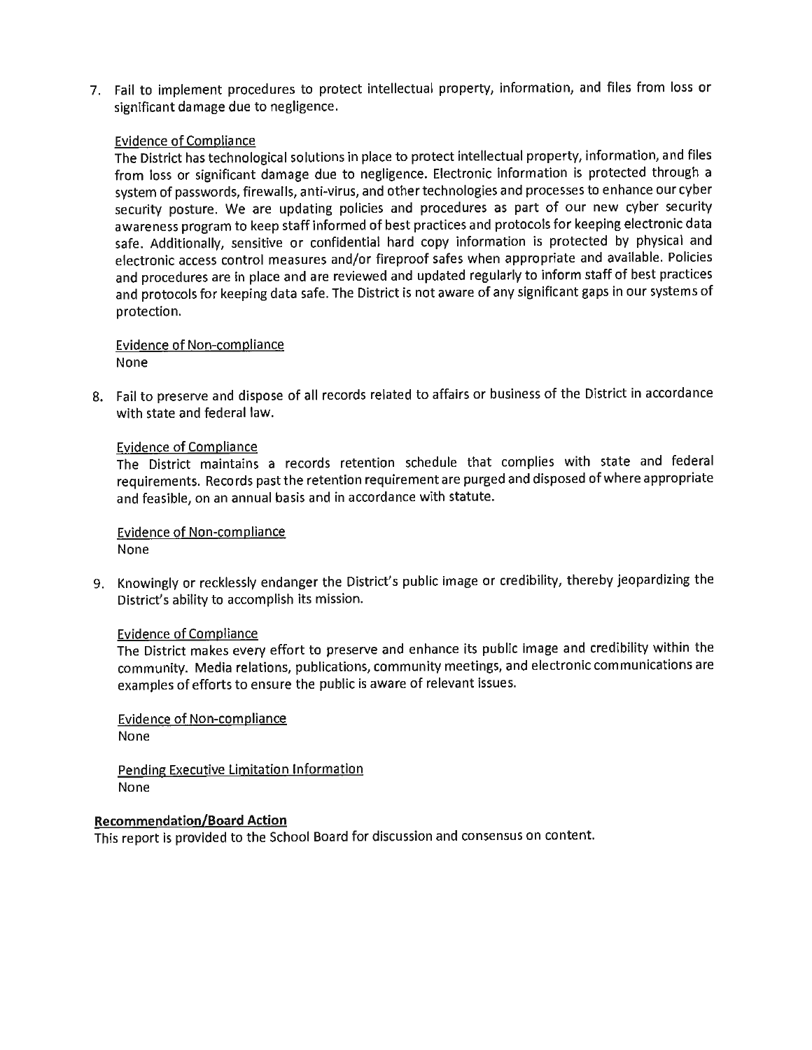7. Fail to implement procedures to protect intellectual property, information, and files from loss or significant damage due to negligence.

   Evidence of Compliance
   The District has technological solutions in place to protect intellectual property, information, and files from loss or significant damage due to negligence. Electronic information is protected through a system of passwords, firewalls, anti-virus, and other technologies and processes to enhance our cyber security posture. We are updating policies and procedures as part of our new cyber security awareness program to keep staff informed of best practices and protocols for keeping electronic data safe. Additionally, sensitive or confidential hard copy information is protected by physical and electronic access control measures and/or fireproof safes when appropriate and available. Policies and procedures are in place and are reviewed and updated regularly to inform staff of best practices and protocols for keeping data safe. The District is not aware of any significant gaps in our systems of protection.

   Evidence of Non-compliance
   None

8. Fail to preserve and dispose of all records related to affairs or business of the District in accordance with state and federal law.

   Evidence of Compliance
   The District maintains a records retention schedule that complies with state and federal requirements. Records past the retention requirement are purged and disposed of where appropriate and feasible, on an annual basis and in accordance with statute.

   Evidence of Non-compliance
   None

9. Knowingly or recklessly endanger the District's public image or credibility, thereby jeopardizing the District's ability to accomplish its mission.

   Evidence of Compliance
   The District makes every effort to preserve and enhance its public image and credibility within the community. Media relations, publications, community meetings, and electronic communications are examples of efforts to ensure the public is aware of relevant issues.

   Evidence of Non-compliance
   None

   Pending Executive Limitation Information
   None

**Recommendation/Board Action**

This report is provided to the School Board for discussion and consensus on content.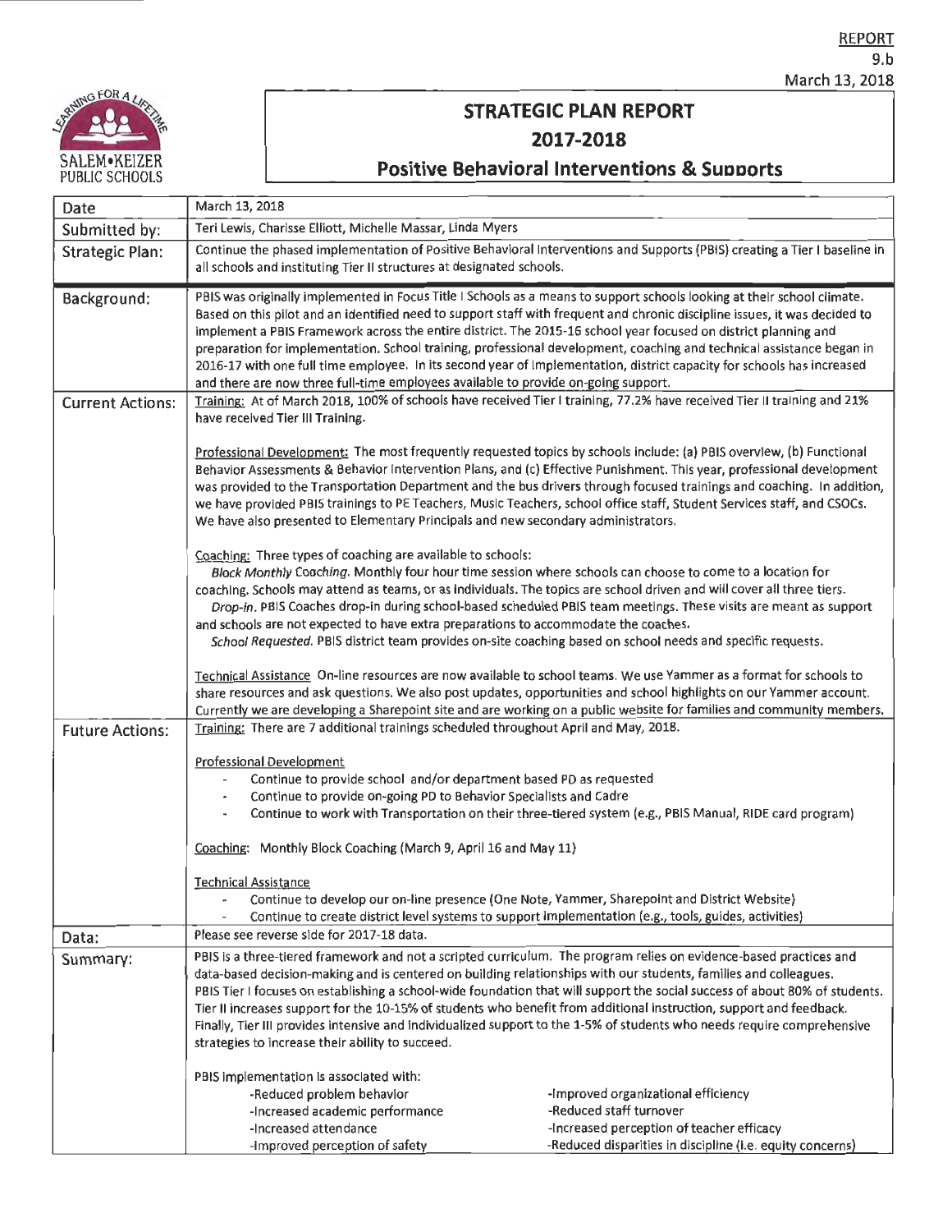REPORT
9.b
March 13, 2018

SALEM•KEIZER PUBLIC SCHOOLS

# STRATEGIC PLAN REPORT
## 2017-2018
### Positive Behavioral Interventions & Supports

| | |
|---|---|
| Date | March 13, 2018 |
| Submitted by: | Teri Lewis, Charisse Elliott, Michelle Massar, Linda Myers |
| Strategic Plan: | Continue the phased implementation of Positive Behavioral Interventions and Supports (PBIS) creating a Tier I baseline in all schools and instituting Tier II structures at designated schools. |
| Background: | PBIS was originally implemented in Focus Title I Schools as a means to support schools looking at their school climate. Based on this pilot and an identified need to support staff with frequent and chronic discipline issues, it was decided to implement a PBIS Framework across the entire district. The 2015-16 school year focused on district planning and preparation for implementation. School training, professional development, coaching and technical assistance began in 2016-17 with one full time employee. In its second year of implementation, district capacity for schools has increased and there are now three full-time employees available to provide on-going support. |
| Current Actions: | Training: At of March 2018, 100% of schools have received Tier I training, 77.2% have received Tier II training and 21% have received Tier III Training.<br><br>Professional Development: The most frequently requested topics by schools include: (a) PBIS overview, (b) Functional Behavior Assessments & Behavior Intervention Plans, and (c) Effective Punishment. This year, professional development was provided to the Transportation Department and the bus drivers through focused trainings and coaching. In addition, we have provided PBIS trainings to PE Teachers, Music Teachers, school office staff, Student Services staff, and CSOCs. We have also presented to Elementary Principals and new secondary administrators.<br><br>Coaching: Three types of coaching are available to schools:<br>*Block Monthly Coaching*. Monthly four hour time session where schools can choose to come to a location for coaching. Schools may attend as teams, or as individuals. The topics are school driven and will cover all three tiers.<br>*Drop-in*. PBIS Coaches drop-in during school-based scheduled PBIS team meetings. These visits are meant as support and schools are not expected to have extra preparations to accommodate the coaches.<br>*School Requested*. PBIS district team provides on-site coaching based on school needs and specific requests.<br><br>Technical Assistance On-line resources are now available to school teams. We use Yammer as a format for schools to share resources and ask questions. We also post updates, opportunities and school highlights on our Yammer account. Currently we are developing a Sharepoint site and are working on a public website for families and community members. |
| Future Actions: | Training: There are 7 additional trainings scheduled throughout April and May, 2018.<br><br>Professional Development<br>- Continue to provide school and/or department based PD as requested<br>- Continue to provide on-going PD to Behavior Specialists and Cadre<br>- Continue to work with Transportation on their three-tiered system (e.g., PBIS Manual, RIDE card program)<br><br>Coaching: Monthly Block Coaching (March 9, April 16 and May 11)<br><br>Technical Assistance<br>- Continue to develop our on-line presence (One Note, Yammer, Sharepoint and District Website)<br>- Continue to create district level systems to support implementation (e.g., tools, guides, activities) |
| Data: | Please see reverse side for 2017-18 data. |
| Summary: | PBIS is a three-tiered framework and not a scripted curriculum. The program relies on evidence-based practices and data-based decision-making and is centered on building relationships with our students, families and colleagues. PBIS Tier I focuses on establishing a school-wide foundation that will support the social success of about 80% of students. Tier II increases support for the 10-15% of students who benefit from additional instruction, support and feedback. Finally, Tier III provides intensive and individualized support to the 1-5% of students who needs require comprehensive strategies to increase their ability to succeed.<br><br>PBIS implementation is associated with:<br>-Reduced problem behavior<br>-Increased academic performance<br>-Increased attendance<br>-Improved perception of safety<br>-Improved organizational efficiency<br>-Reduced staff turnover<br>-Increased perception of teacher efficacy<br>-Reduced disparities in discipline (i.e. equity concerns) |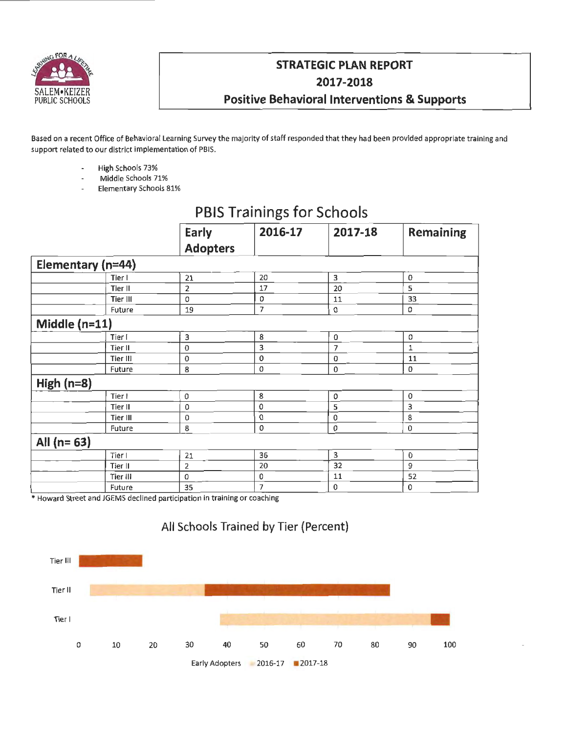SALEM•KEIZER PUBLIC SCHOOLS

# STRATEGIC PLAN REPORT
# 2017-2018
# Positive Behavioral Interventions & Supports

Based on a recent Office of Behavioral Learning Survey the majority of staff responded that they had been provided appropriate training and support related to our district implementation of PBIS.

- High Schools 73%
- Middle Schools 71%
- Elementary Schools 81%

## PBIS Trainings for Schools

| | | Early Adopters | 2016-17 | 2017-18 | Remaining |
|---|---|---|---|---|---|
| **Elementary (n=44)** | | | | | |
| | Tier I | 21 | 20 | 3 | 0 |
| | Tier II | 2 | 17 | 20 | 5 |
| | Tier III | 0 | 0 | 11 | 33 |
| | Future | 19 | 7 | 0 | 0 |
| **Middle (n=11)** | | | | | |
| | Tier I | 3 | 8 | 0 | 0 |
| | Tier II | 0 | 3 | 7 | 1 |
| | Tier III | 0 | 0 | 0 | 11 |
| | Future | 8 | 0 | 0 | 0 |
| **High (n=8)** | | | | | |
| | Tier I | 0 | 8 | 0 | 0 |
| | Tier II | 0 | 0 | 5 | 3 |
| | Tier III | 0 | 0 | 0 | 8 |
| | Future | 8 | 0 | 0 | 0 |
| **All (n= 63)** | | | | | |
| | Tier I | 21 | 36 | 3 | 0 |
| | Tier II | 2 | 20 | 32 | 9 |
| | Tier III | 0 | 0 | 11 | 52 |
| | Future | 35 | 7 | 0 | 0 |

* Howard Street and JGEMS declined participation in training or coaching

## All Schools Trained by Tier (Percent)

Early Adopters, 2016-17, 2017-18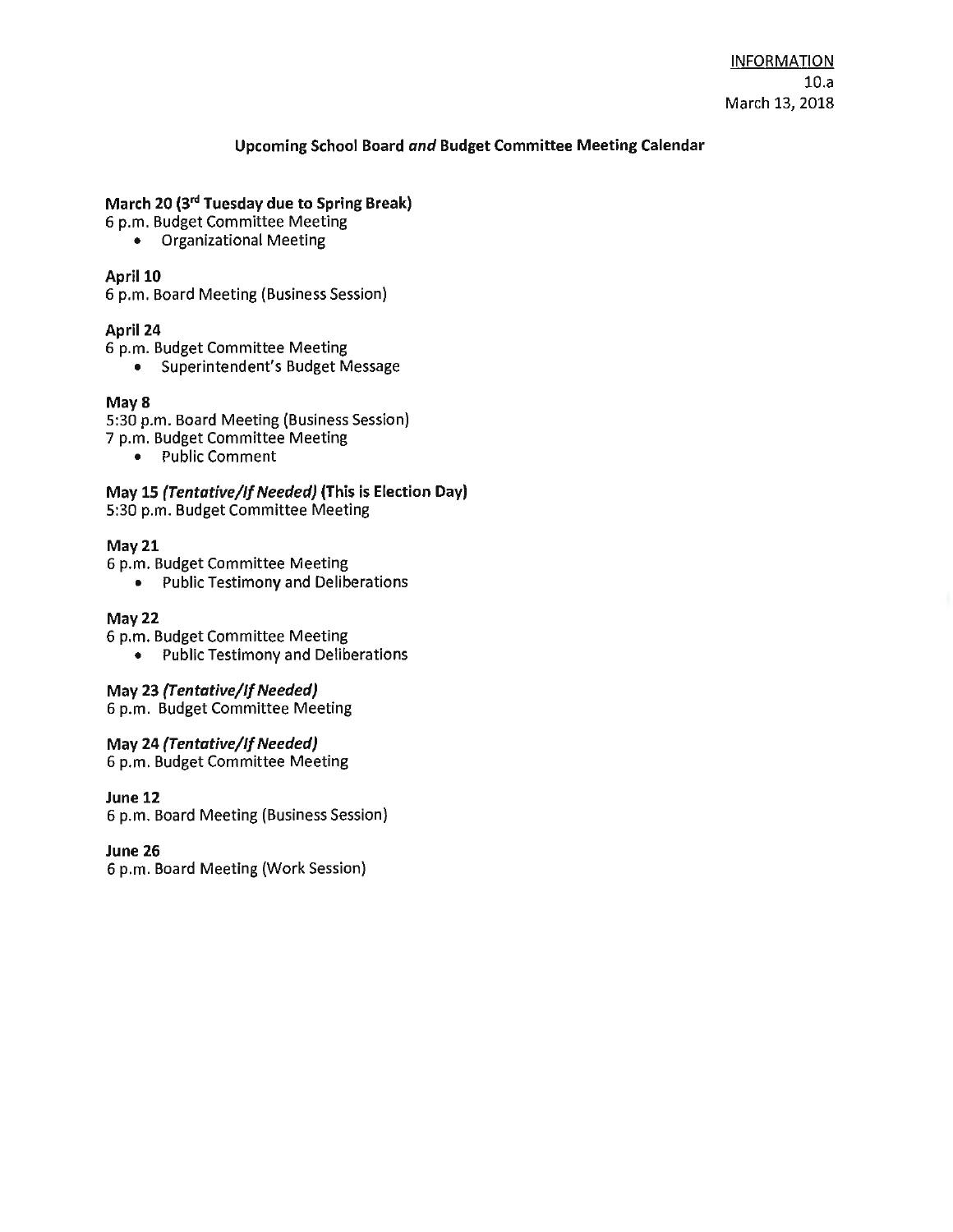INFORMATION
10.a
March 13, 2018

## Upcoming School Board *and* Budget Committee Meeting Calendar

**March 20 (3rd Tuesday due to Spring Break)**
6 p.m. Budget Committee Meeting

- Organizational Meeting

**April 10**
6 p.m. Board Meeting (Business Session)

**April 24**
6 p.m. Budget Committee Meeting

- Superintendent's Budget Message

**May 8**
5:30 p.m. Board Meeting (Business Session)
7 p.m. Budget Committee Meeting

- Public Comment

**May 15 *(Tentative/If Needed)* (This is Election Day)**
5:30 p.m. Budget Committee Meeting

**May 21**
6 p.m. Budget Committee Meeting

- Public Testimony and Deliberations

**May 22**
6 p.m. Budget Committee Meeting

- Public Testimony and Deliberations

**May 23 *(Tentative/If Needed)***
6 p.m. Budget Committee Meeting

**May 24 *(Tentative/If Needed)***
6 p.m. Budget Committee Meeting

**June 12**
6 p.m. Board Meeting (Business Session)

**June 26**
6 p.m. Board Meeting (Work Session)